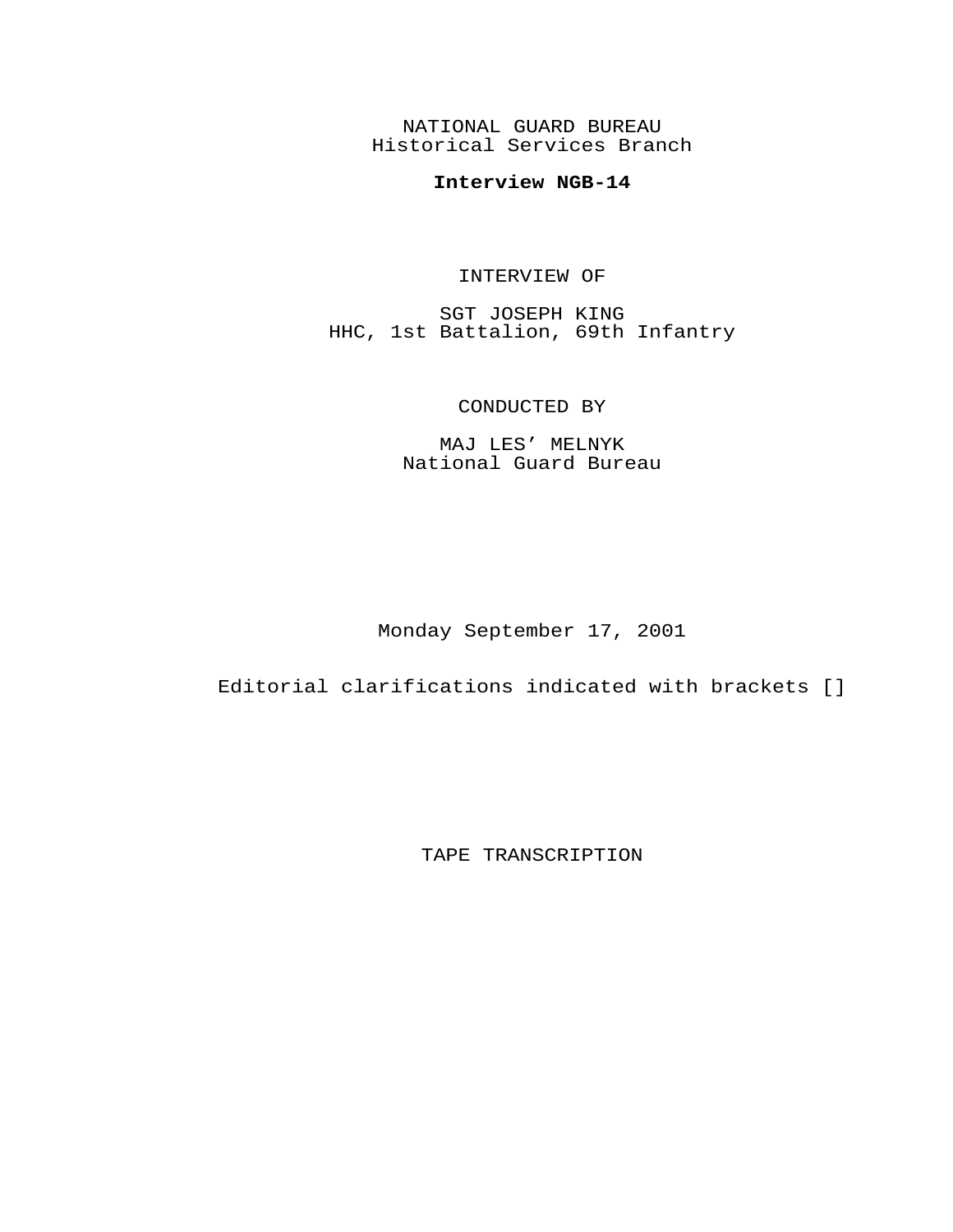NATIONAL GUARD BUREAU
Historical Services Branch

**Interview NGB-14**

INTERVIEW OF

SGT JOSEPH KING
HHC, 1st Battalion, 69th Infantry

CONDUCTED BY

MAJ LES' MELNYK
National Guard Bureau

Monday September 17, 2001

Editorial clarifications indicated with brackets []

TAPE TRANSCRIPTION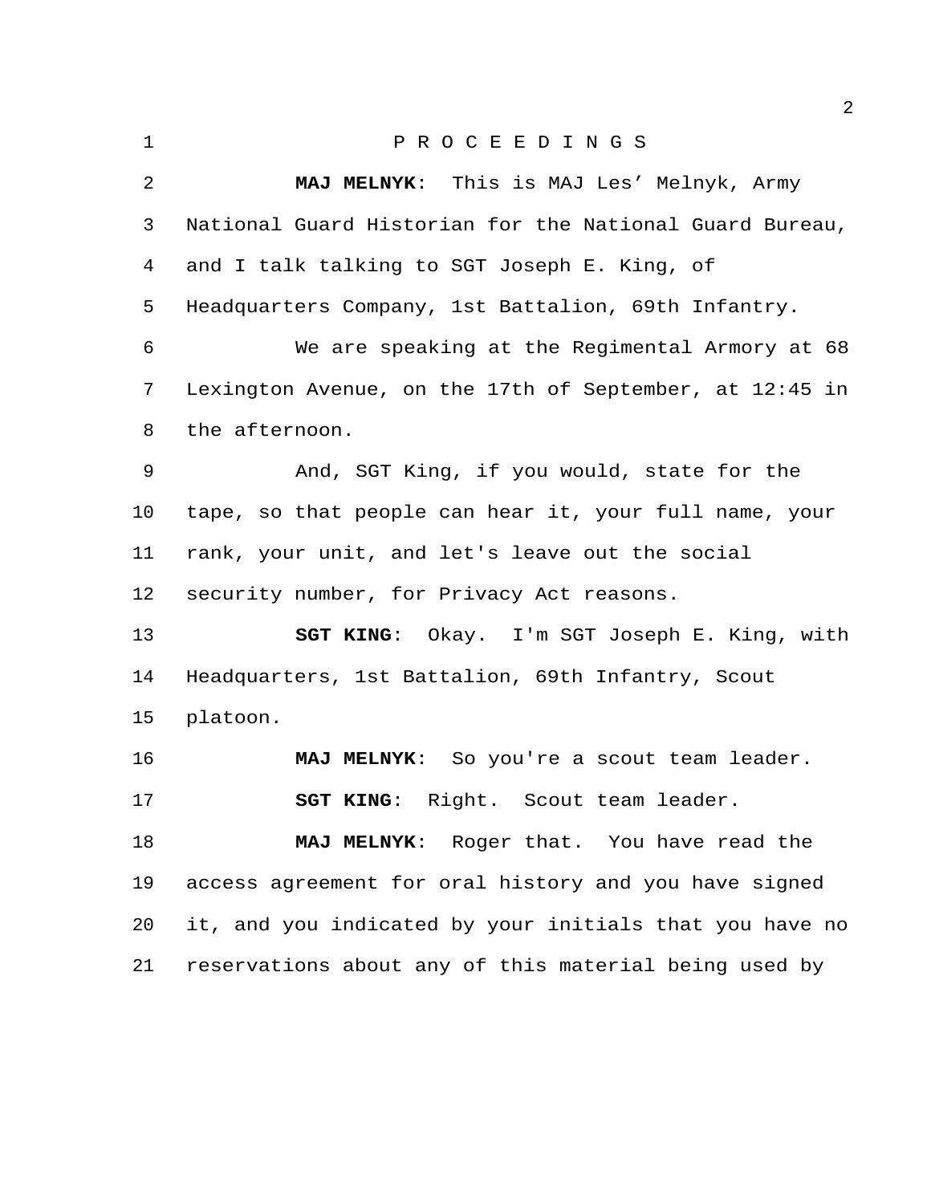P R O C E E D I N G S

**MAJ MELNYK**: This is MAJ Les' Melnyk, Army National Guard Historian for the National Guard Bureau, and I talk talking to SGT Joseph E. King, of Headquarters Company, 1st Battalion, 69th Infantry.

We are speaking at the Regimental Armory at 68 Lexington Avenue, on the 17th of September, at 12:45 in the afternoon.

And, SGT King, if you would, state for the tape, so that people can hear it, your full name, your rank, your unit, and let's leave out the social security number, for Privacy Act reasons.

**SGT KING**: Okay. I'm SGT Joseph E. King, with Headquarters, 1st Battalion, 69th Infantry, Scout platoon.

**MAJ MELNYK**: So you're a scout team leader.

**SGT KING**: Right. Scout team leader.

**MAJ MELNYK**: Roger that. You have read the access agreement for oral history and you have signed it, and you indicated by your initials that you have no reservations about any of this material being used by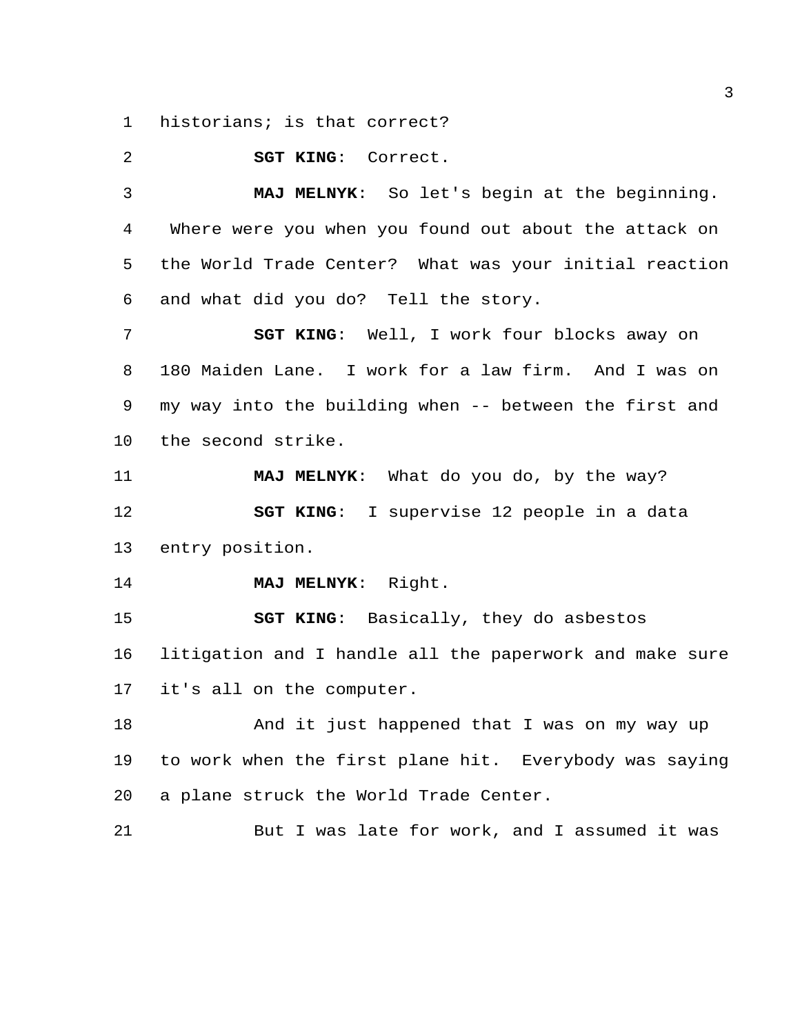historians; is that correct?

**SGT KING**: Correct.

**MAJ MELNYK**: So let's begin at the beginning. Where were you when you found out about the attack on the World Trade Center? What was your initial reaction and what did you do? Tell the story.

**SGT KING**: Well, I work four blocks away on 180 Maiden Lane. I work for a law firm. And I was on my way into the building when -- between the first and the second strike.

**MAJ MELNYK**: What do you do, by the way?

**SGT KING**: I supervise 12 people in a data entry position.

**MAJ MELNYK**: Right.

**SGT KING**: Basically, they do asbestos litigation and I handle all the paperwork and make sure it's all on the computer.

And it just happened that I was on my way up to work when the first plane hit. Everybody was saying a plane struck the World Trade Center.

But I was late for work, and I assumed it was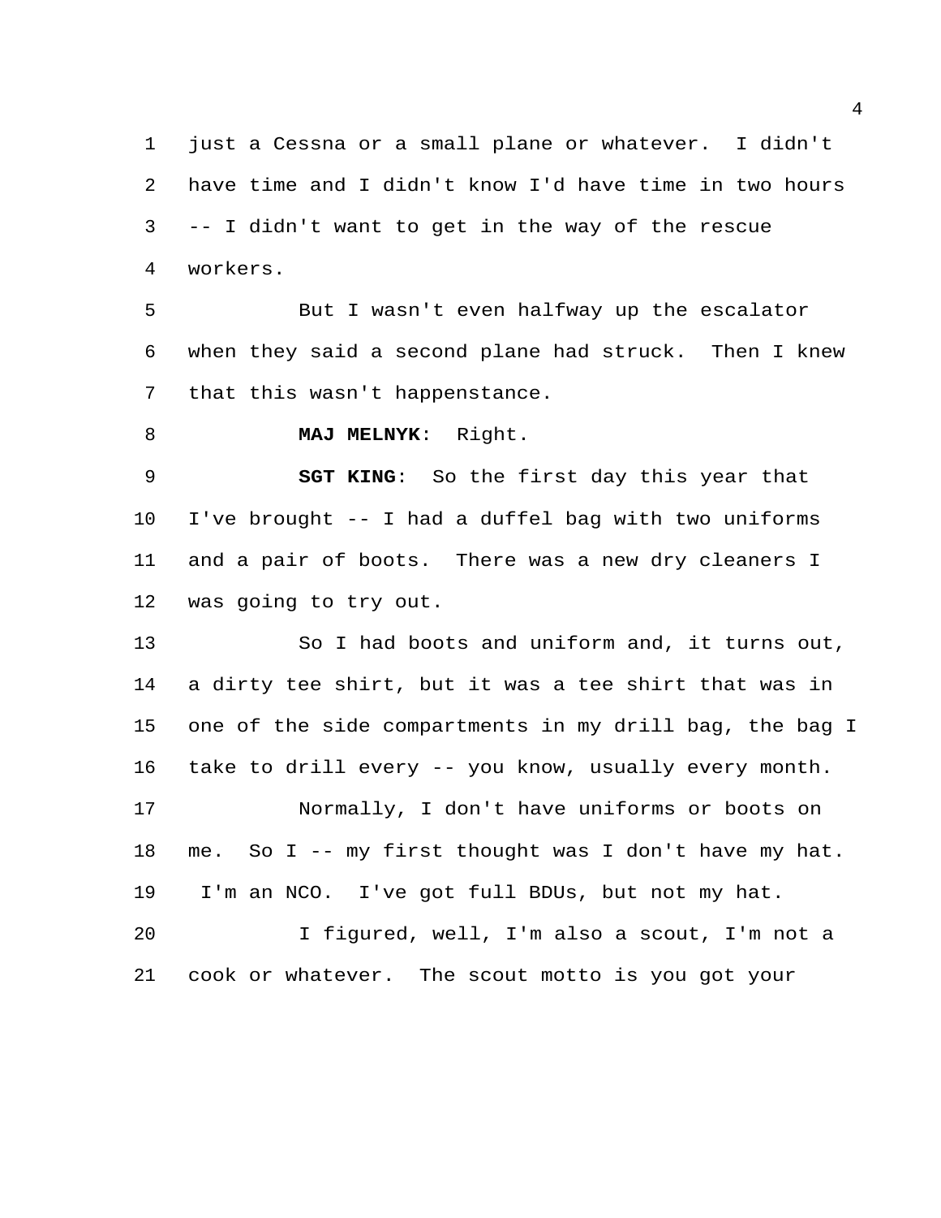just a Cessna or a small plane or whatever. I didn't have time and I didn't know I'd have time in two hours -- I didn't want to get in the way of the rescue workers.

But I wasn't even halfway up the escalator when they said a second plane had struck. Then I knew that this wasn't happenstance.

**MAJ MELNYK**: Right.

**SGT KING**: So the first day this year that I've brought -- I had a duffel bag with two uniforms and a pair of boots. There was a new dry cleaners I was going to try out.

So I had boots and uniform and, it turns out, a dirty tee shirt, but it was a tee shirt that was in one of the side compartments in my drill bag, the bag I take to drill every -- you know, usually every month.

Normally, I don't have uniforms or boots on me. So I -- my first thought was I don't have my hat. I'm an NCO. I've got full BDUs, but not my hat.

I figured, well, I'm also a scout, I'm not a cook or whatever. The scout motto is you got your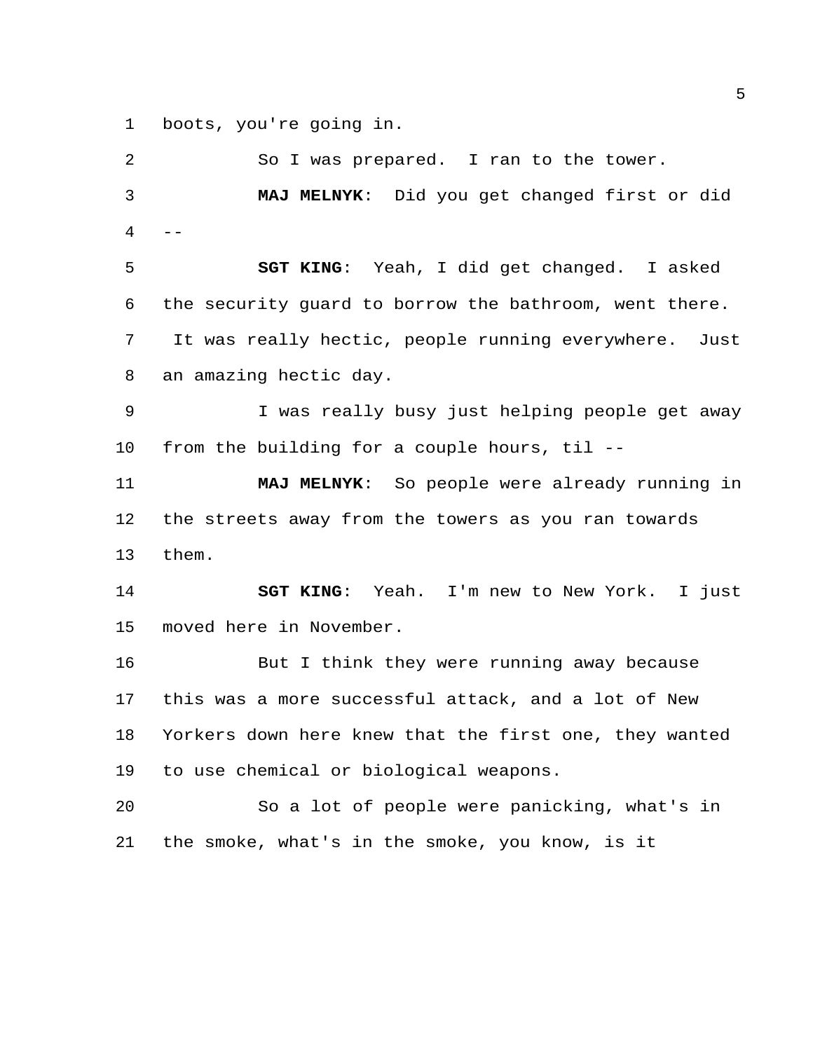boots, you're going in.

So I was prepared. I ran to the tower.

**MAJ MELNYK**: Did you get changed first or did --

**SGT KING**: Yeah, I did get changed. I asked the security guard to borrow the bathroom, went there. It was really hectic, people running everywhere. Just an amazing hectic day.

I was really busy just helping people get away from the building for a couple hours, til --

**MAJ MELNYK**: So people were already running in the streets away from the towers as you ran towards them.

**SGT KING**: Yeah. I'm new to New York. I just moved here in November.

But I think they were running away because this was a more successful attack, and a lot of New Yorkers down here knew that the first one, they wanted to use chemical or biological weapons.

So a lot of people were panicking, what's in the smoke, what's in the smoke, you know, is it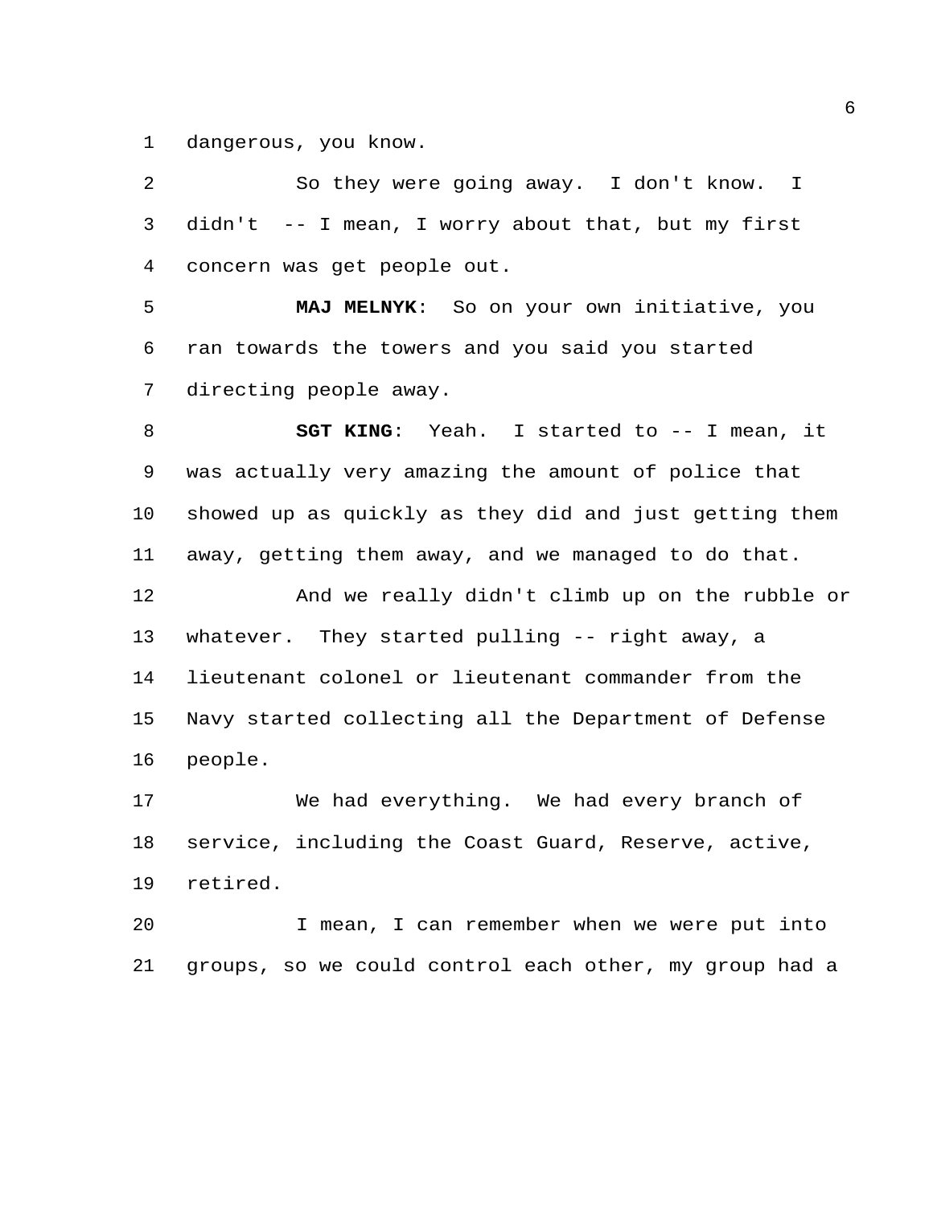dangerous, you know.

So they were going away. I don't know. I didn't -- I mean, I worry about that, but my first concern was get people out.

**MAJ MELNYK**: So on your own initiative, you ran towards the towers and you said you started directing people away.

**SGT KING**: Yeah. I started to -- I mean, it was actually very amazing the amount of police that showed up as quickly as they did and just getting them away, getting them away, and we managed to do that.

And we really didn't climb up on the rubble or whatever. They started pulling -- right away, a lieutenant colonel or lieutenant commander from the Navy started collecting all the Department of Defense people.

We had everything. We had every branch of service, including the Coast Guard, Reserve, active, retired.

I mean, I can remember when we were put into groups, so we could control each other, my group had a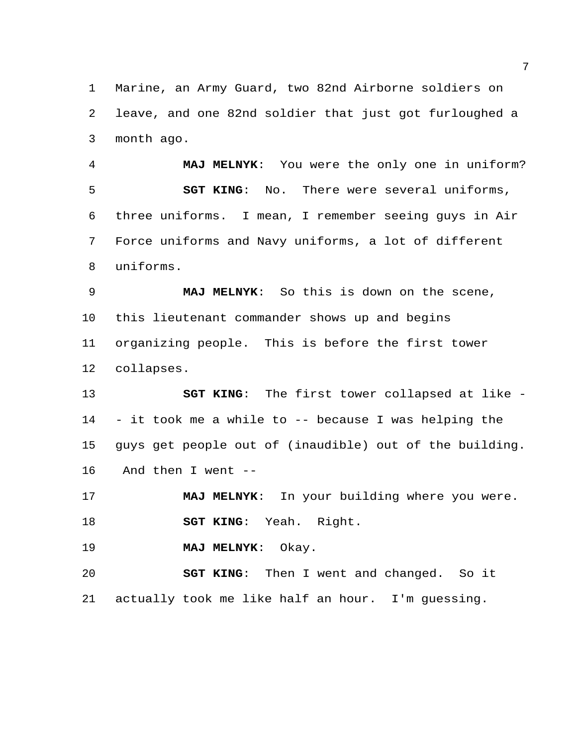Marine, an Army Guard, two 82nd Airborne soldiers on leave, and one 82nd soldier that just got furloughed a month ago.

**MAJ MELNYK**: You were the only one in uniform?

**SGT KING**: No. There were several uniforms, three uniforms. I mean, I remember seeing guys in Air Force uniforms and Navy uniforms, a lot of different uniforms.

**MAJ MELNYK**: So this is down on the scene, this lieutenant commander shows up and begins organizing people. This is before the first tower collapses.

**SGT KING**: The first tower collapsed at like -- it took me a while to -- because I was helping the guys get people out of (inaudible) out of the building. And then I went --

**MAJ MELNYK**: In your building where you were.

**SGT KING**: Yeah. Right.

**MAJ MELNYK**: Okay.

**SGT KING**: Then I went and changed. So it actually took me like half an hour. I'm guessing.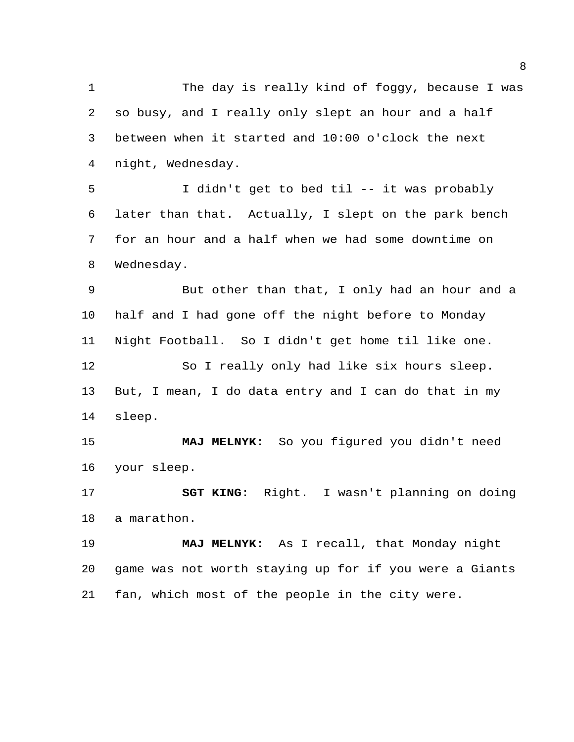The day is really kind of foggy, because I was so busy, and I really only slept an hour and a half between when it started and 10:00 o'clock the next night, Wednesday.

I didn't get to bed til -- it was probably later than that. Actually, I slept on the park bench for an hour and a half when we had some downtime on Wednesday.

But other than that, I only had an hour and a half and I had gone off the night before to Monday Night Football. So I didn't get home til like one.

So I really only had like six hours sleep. But, I mean, I do data entry and I can do that in my sleep.

**MAJ MELNYK**: So you figured you didn't need your sleep.

**SGT KING**: Right. I wasn't planning on doing a marathon.

**MAJ MELNYK**: As I recall, that Monday night game was not worth staying up for if you were a Giants fan, which most of the people in the city were.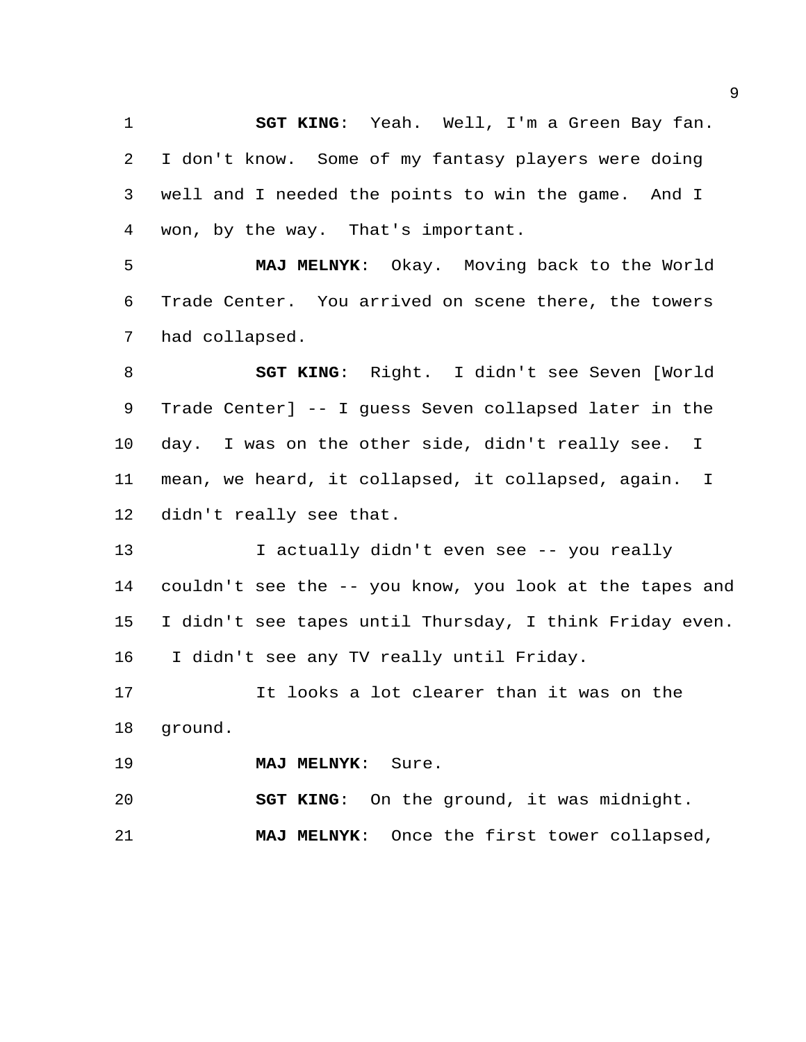**SGT KING**: Yeah. Well, I'm a Green Bay fan. I don't know. Some of my fantasy players were doing well and I needed the points to win the game. And I won, by the way. That's important.

**MAJ MELNYK**: Okay. Moving back to the World Trade Center. You arrived on scene there, the towers had collapsed.

**SGT KING**: Right. I didn't see Seven [World Trade Center] -- I guess Seven collapsed later in the day. I was on the other side, didn't really see. I mean, we heard, it collapsed, it collapsed, again. I didn't really see that.

I actually didn't even see -- you really couldn't see the -- you know, you look at the tapes and I didn't see tapes until Thursday, I think Friday even. I didn't see any TV really until Friday.

It looks a lot clearer than it was on the ground.

**MAJ MELNYK**: Sure.

**SGT KING**: On the ground, it was midnight.

**MAJ MELNYK**: Once the first tower collapsed,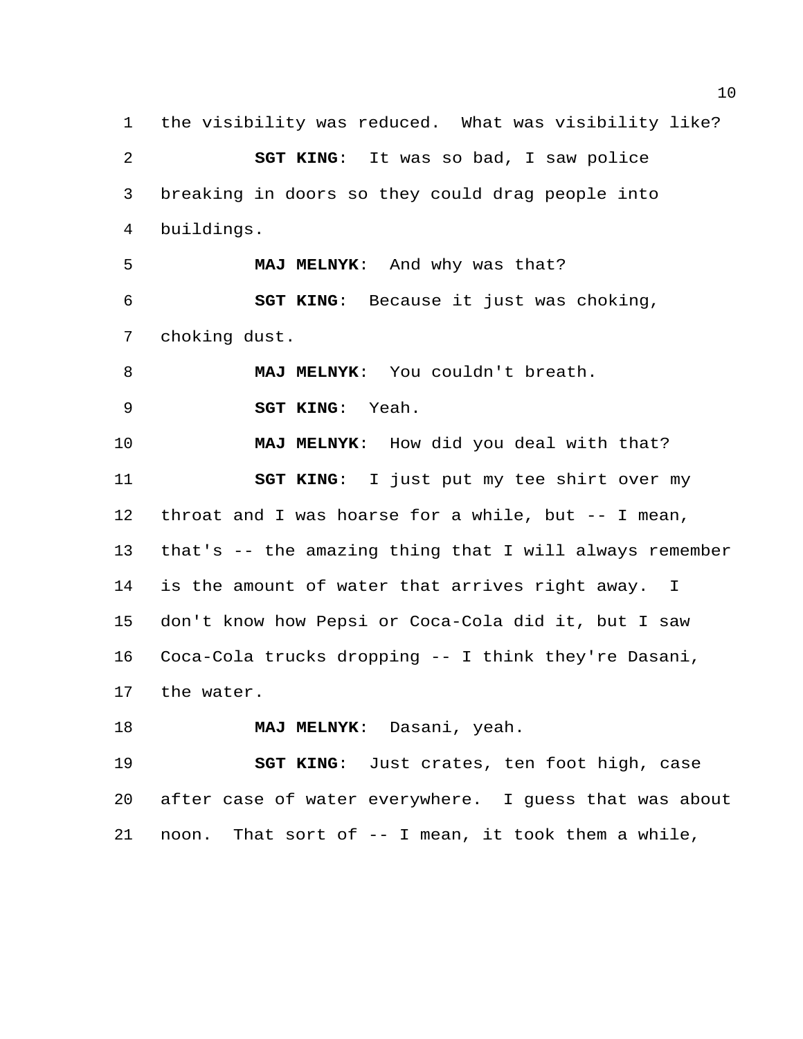the visibility was reduced. What was visibility like?

**SGT KING**: It was so bad, I saw police breaking in doors so they could drag people into buildings.

**MAJ MELNYK**: And why was that?

**SGT KING**: Because it just was choking, choking dust.

**MAJ MELNYK**: You couldn't breath.

**SGT KING**: Yeah.

**MAJ MELNYK**: How did you deal with that?

**SGT KING**: I just put my tee shirt over my throat and I was hoarse for a while, but -- I mean, that's -- the amazing thing that I will always remember is the amount of water that arrives right away. I don't know how Pepsi or Coca-Cola did it, but I saw Coca-Cola trucks dropping -- I think they're Dasani, the water.

**MAJ MELNYK**: Dasani, yeah.

**SGT KING**: Just crates, ten foot high, case after case of water everywhere. I guess that was about noon. That sort of -- I mean, it took them a while,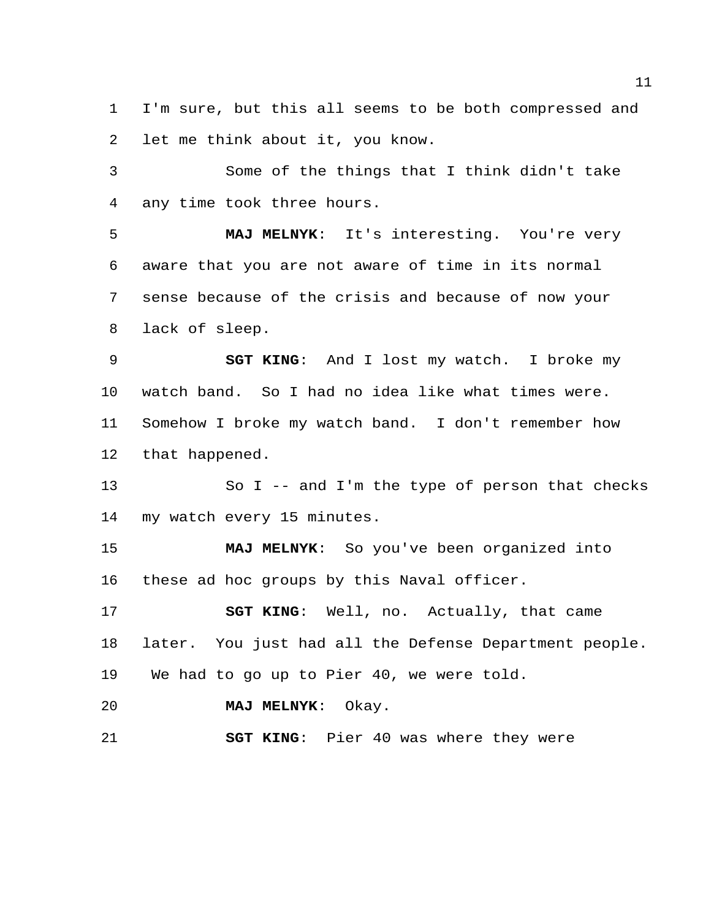I'm sure, but this all seems to be both compressed and let me think about it, you know.

Some of the things that I think didn't take any time took three hours.

**MAJ MELNYK**: It's interesting. You're very aware that you are not aware of time in its normal sense because of the crisis and because of now your lack of sleep.

**SGT KING**: And I lost my watch. I broke my watch band. So I had no idea like what times were. Somehow I broke my watch band. I don't remember how that happened.

So I -- and I'm the type of person that checks my watch every 15 minutes.

**MAJ MELNYK**: So you've been organized into these ad hoc groups by this Naval officer.

**SGT KING**: Well, no. Actually, that came later. You just had all the Defense Department people. We had to go up to Pier 40, we were told.

**MAJ MELNYK**: Okay.

**SGT KING**: Pier 40 was where they were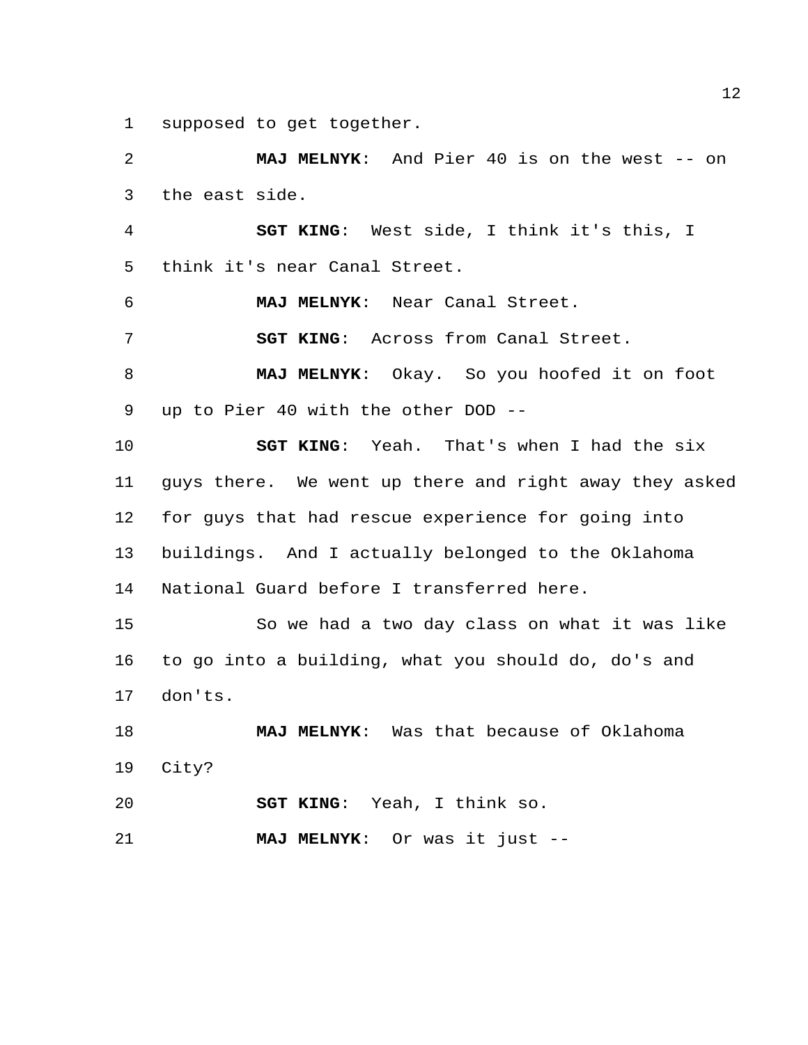supposed to get together.

**MAJ MELNYK**: And Pier 40 is on the west -- on the east side.

**SGT KING**: West side, I think it's this, I think it's near Canal Street.

**MAJ MELNYK**: Near Canal Street.

**SGT KING**: Across from Canal Street.

**MAJ MELNYK**: Okay. So you hoofed it on foot up to Pier 40 with the other DOD --

**SGT KING**: Yeah. That's when I had the six guys there. We went up there and right away they asked for guys that had rescue experience for going into buildings. And I actually belonged to the Oklahoma National Guard before I transferred here.

So we had a two day class on what it was like to go into a building, what you should do, do's and don'ts.

**MAJ MELNYK**: Was that because of Oklahoma City?

**SGT KING**: Yeah, I think so.

**MAJ MELNYK**: Or was it just --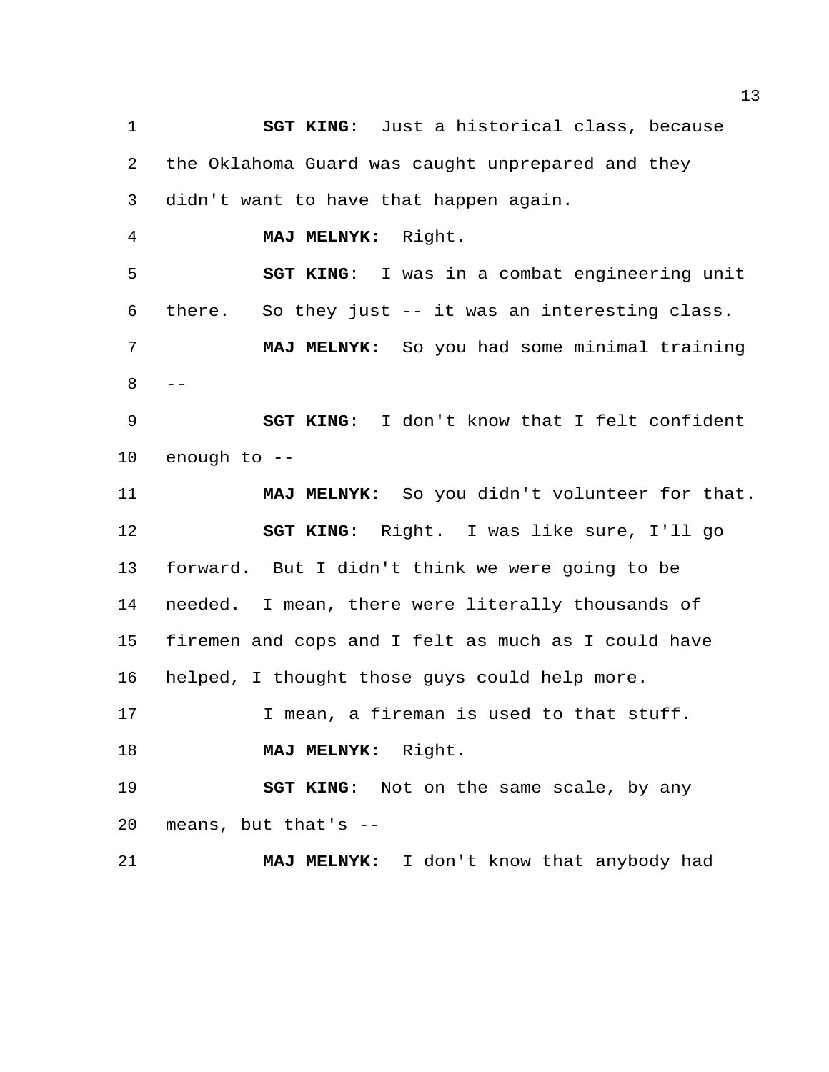**SGT KING**: Just a historical class, because the Oklahoma Guard was caught unprepared and they didn't want to have that happen again.

**MAJ MELNYK**: Right.

**SGT KING**: I was in a combat engineering unit there. So they just -- it was an interesting class.

**MAJ MELNYK**: So you had some minimal training --

**SGT KING**: I don't know that I felt confident enough to --

**MAJ MELNYK**: So you didn't volunteer for that.

**SGT KING**: Right. I was like sure, I'll go forward. But I didn't think we were going to be needed. I mean, there were literally thousands of firemen and cops and I felt as much as I could have helped, I thought those guys could help more.

I mean, a fireman is used to that stuff.

**MAJ MELNYK**: Right.

**SGT KING**: Not on the same scale, by any means, but that's --

**MAJ MELNYK**: I don't know that anybody had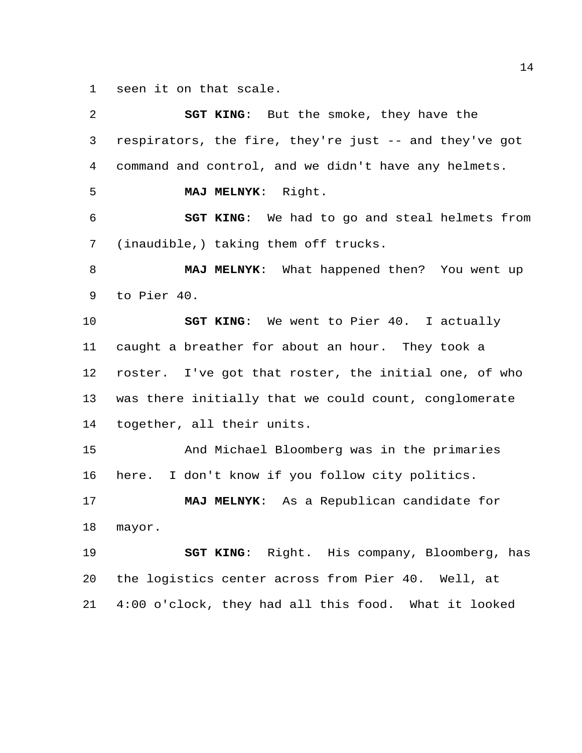seen it on that scale.

**SGT KING**: But the smoke, they have the respirators, the fire, they're just -- and they've got command and control, and we didn't have any helmets.

**MAJ MELNYK**: Right.

**SGT KING**: We had to go and steal helmets from (inaudible,) taking them off trucks.

**MAJ MELNYK**: What happened then? You went up to Pier 40.

**SGT KING**: We went to Pier 40. I actually caught a breather for about an hour. They took a roster. I've got that roster, the initial one, of who was there initially that we could count, conglomerate together, all their units.

And Michael Bloomberg was in the primaries here. I don't know if you follow city politics.

**MAJ MELNYK**: As a Republican candidate for mayor.

**SGT KING**: Right. His company, Bloomberg, has the logistics center across from Pier 40. Well, at 4:00 o'clock, they had all this food. What it looked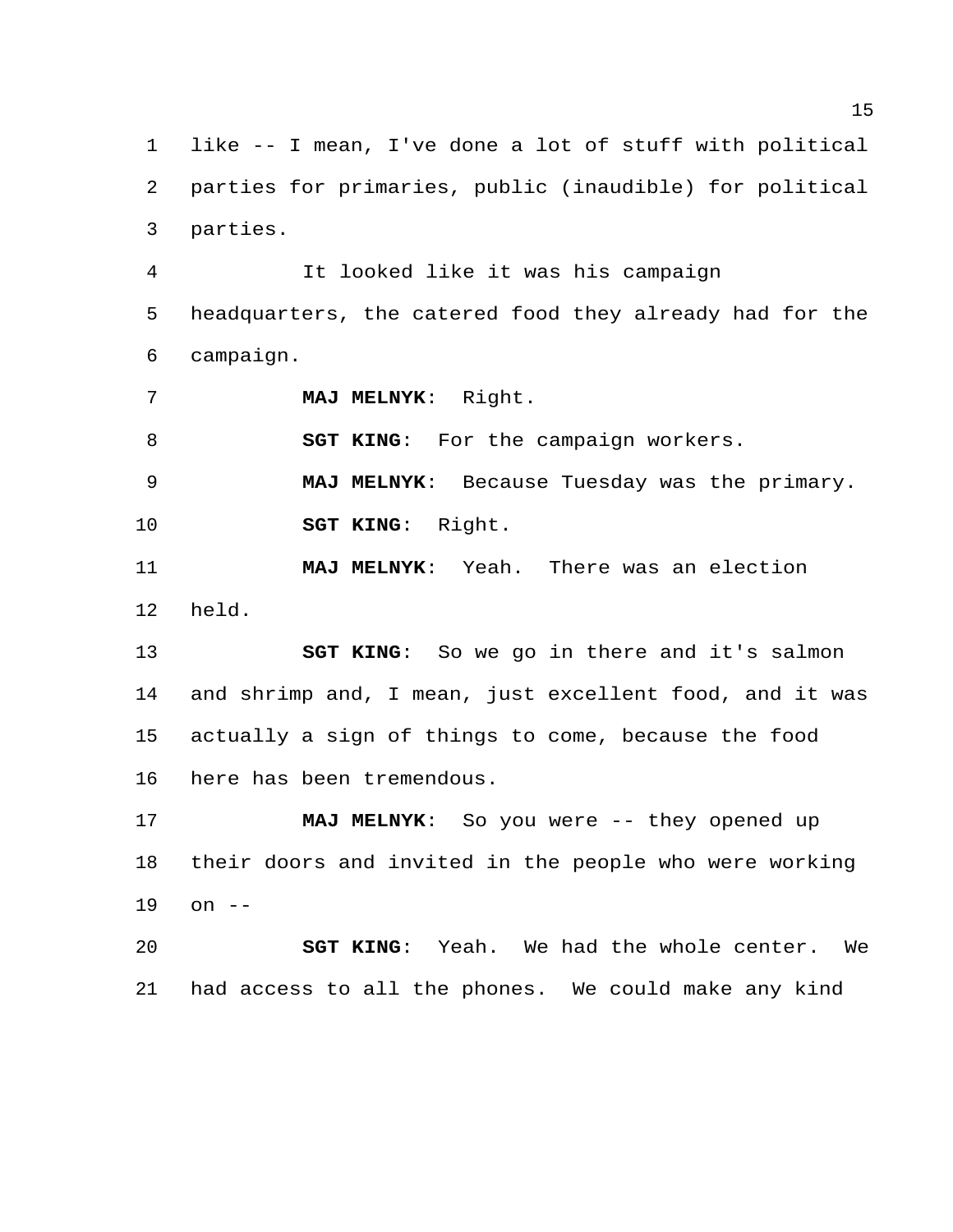like -- I mean, I've done a lot of stuff with political parties for primaries, public (inaudible) for political parties.

It looked like it was his campaign headquarters, the catered food they already had for the campaign.

**MAJ MELNYK**: Right.

**SGT KING**: For the campaign workers.

**MAJ MELNYK**: Because Tuesday was the primary.

**SGT KING**: Right.

**MAJ MELNYK**: Yeah. There was an election held.

**SGT KING**: So we go in there and it's salmon and shrimp and, I mean, just excellent food, and it was actually a sign of things to come, because the food here has been tremendous.

**MAJ MELNYK**: So you were -- they opened up their doors and invited in the people who were working on --

**SGT KING**: Yeah. We had the whole center. We had access to all the phones. We could make any kind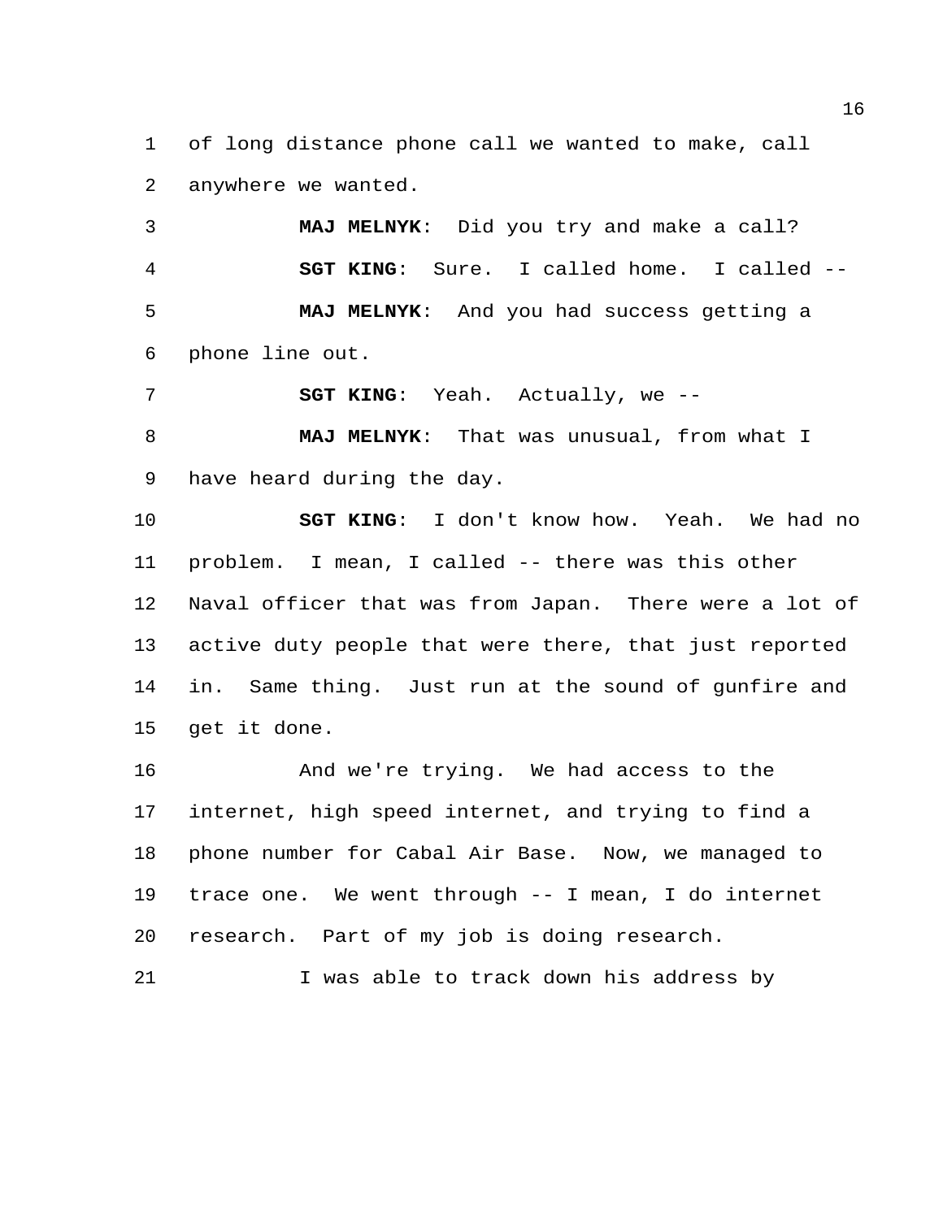of long distance phone call we wanted to make, call anywhere we wanted.

**MAJ MELNYK**: Did you try and make a call?

**SGT KING**: Sure. I called home. I called --

**MAJ MELNYK**: And you had success getting a phone line out.

**SGT KING**: Yeah. Actually, we --

**MAJ MELNYK**: That was unusual, from what I have heard during the day.

**SGT KING**: I don't know how. Yeah. We had no problem. I mean, I called -- there was this other Naval officer that was from Japan. There were a lot of active duty people that were there, that just reported in. Same thing. Just run at the sound of gunfire and get it done.

And we're trying. We had access to the internet, high speed internet, and trying to find a phone number for Cabal Air Base. Now, we managed to trace one. We went through -- I mean, I do internet research. Part of my job is doing research.

I was able to track down his address by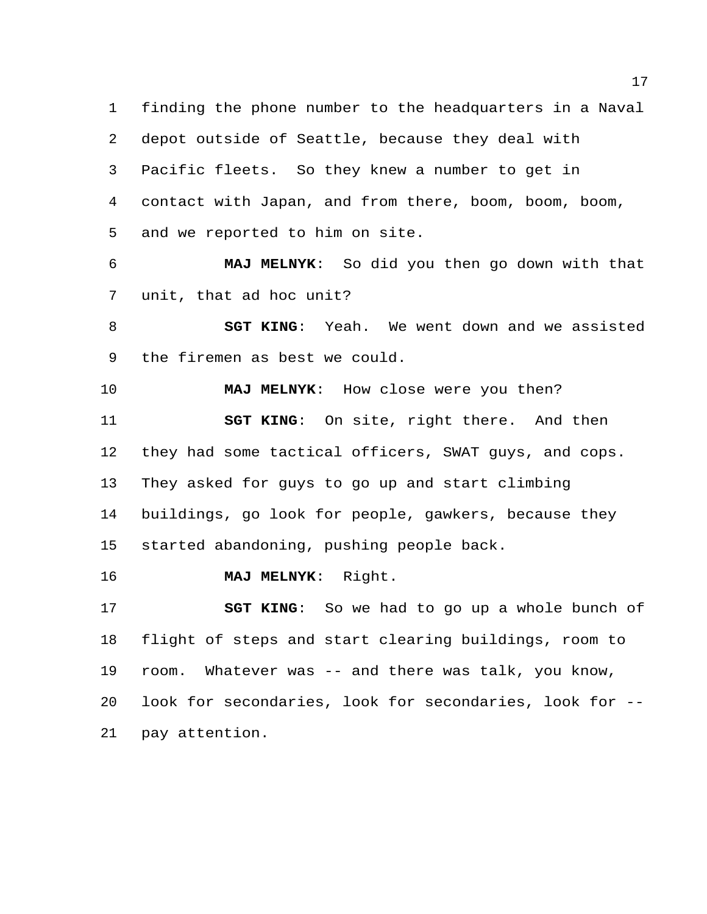finding the phone number to the headquarters in a Naval depot outside of Seattle, because they deal with Pacific fleets. So they knew a number to get in contact with Japan, and from there, boom, boom, boom, and we reported to him on site.

**MAJ MELNYK**: So did you then go down with that unit, that ad hoc unit?

**SGT KING**: Yeah. We went down and we assisted the firemen as best we could.

**MAJ MELNYK**: How close were you then?

**SGT KING**: On site, right there. And then they had some tactical officers, SWAT guys, and cops. They asked for guys to go up and start climbing buildings, go look for people, gawkers, because they started abandoning, pushing people back.

**MAJ MELNYK**: Right.

**SGT KING**: So we had to go up a whole bunch of flight of steps and start clearing buildings, room to room. Whatever was -- and there was talk, you know, look for secondaries, look for secondaries, look for -- pay attention.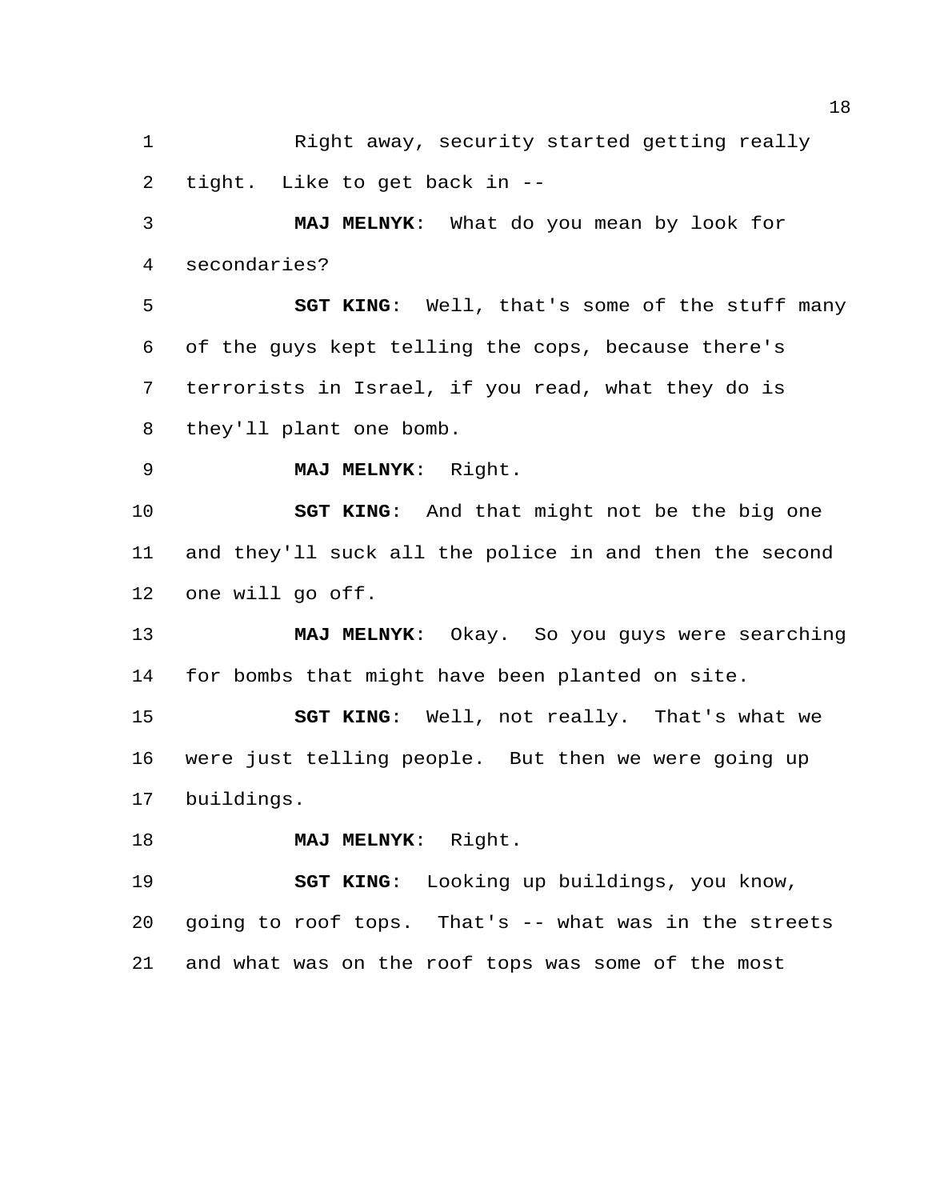Right away, security started getting really tight. Like to get back in --

**MAJ MELNYK**: What do you mean by look for secondaries?

**SGT KING**: Well, that's some of the stuff many of the guys kept telling the cops, because there's terrorists in Israel, if you read, what they do is they'll plant one bomb.

**MAJ MELNYK**: Right.

**SGT KING**: And that might not be the big one and they'll suck all the police in and then the second one will go off.

**MAJ MELNYK**: Okay. So you guys were searching for bombs that might have been planted on site.

**SGT KING**: Well, not really. That's what we were just telling people. But then we were going up buildings.

**MAJ MELNYK**: Right.

**SGT KING**: Looking up buildings, you know, going to roof tops. That's -- what was in the streets and what was on the roof tops was some of the most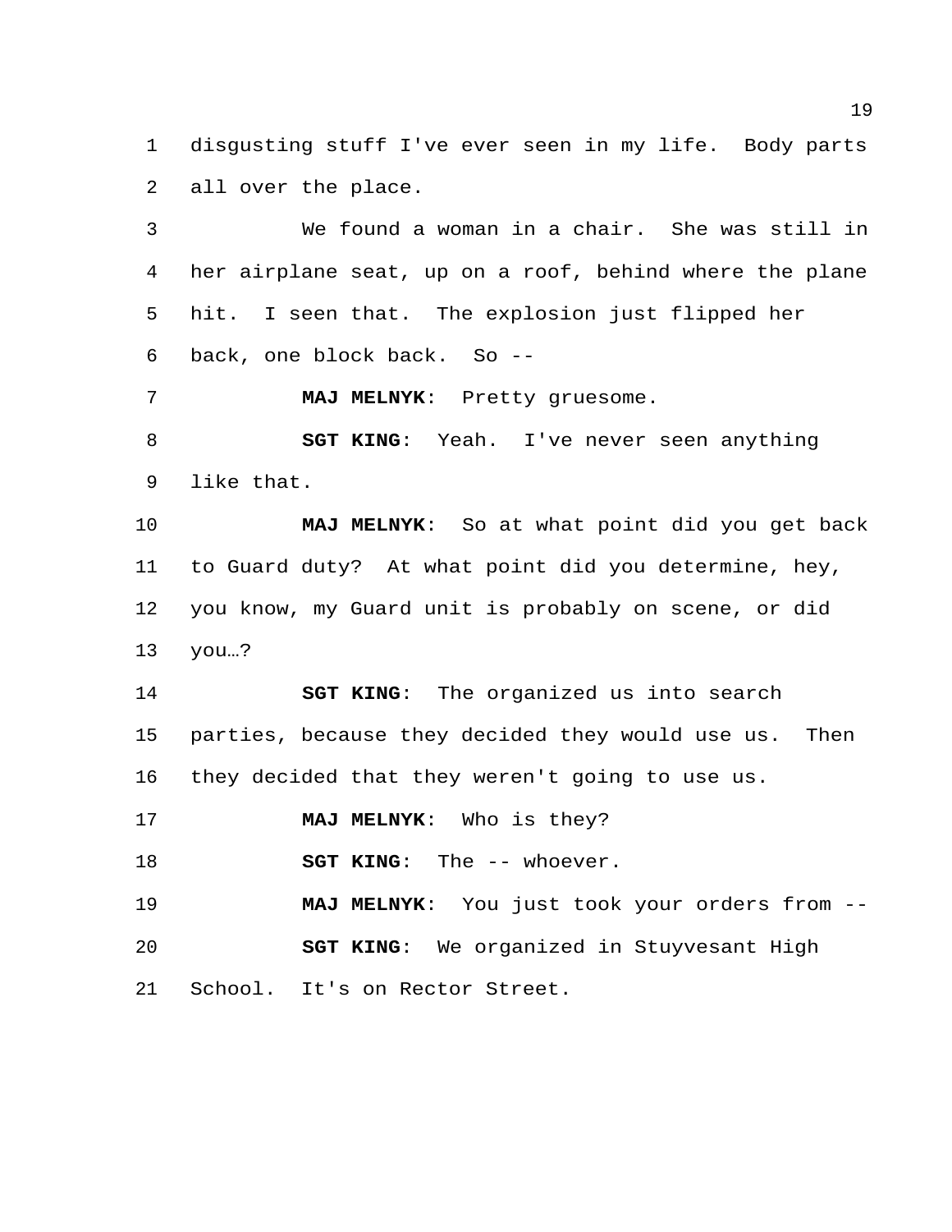disgusting stuff I've ever seen in my life. Body parts all over the place.

We found a woman in a chair. She was still in her airplane seat, up on a roof, behind where the plane hit. I seen that. The explosion just flipped her back, one block back. So --

**MAJ MELNYK**: Pretty gruesome.

**SGT KING**: Yeah. I've never seen anything like that.

**MAJ MELNYK**: So at what point did you get back to Guard duty? At what point did you determine, hey, you know, my Guard unit is probably on scene, or did you…?

**SGT KING**: The organized us into search parties, because they decided they would use us. Then they decided that they weren't going to use us.

**MAJ MELNYK**: Who is they?

**SGT KING**: The -- whoever.

**MAJ MELNYK**: You just took your orders from --

**SGT KING**: We organized in Stuyvesant High School. It's on Rector Street.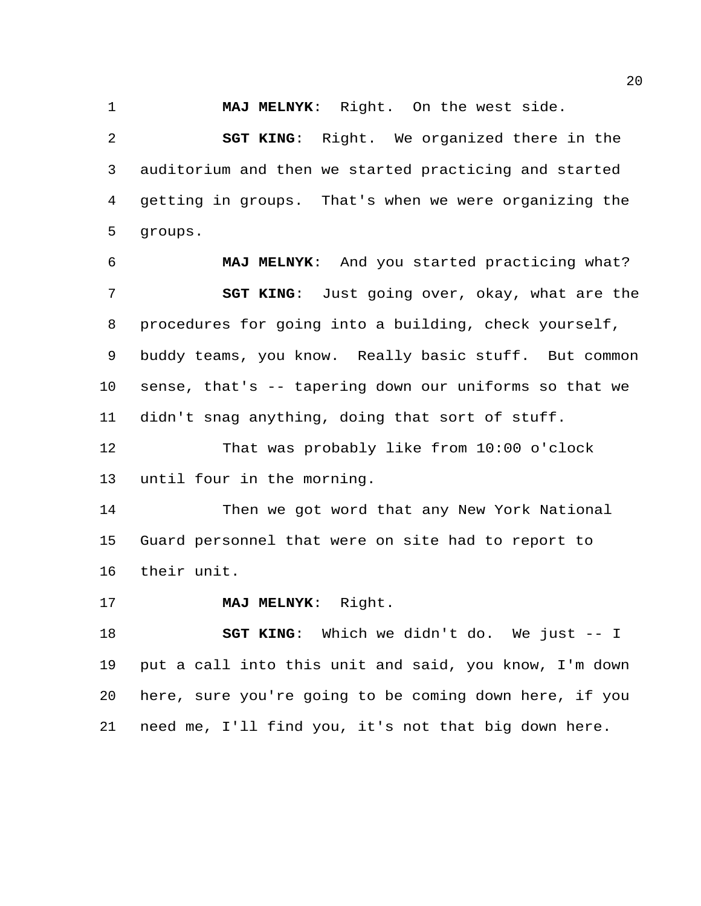**MAJ MELNYK**: Right. On the west side.

**SGT KING**: Right. We organized there in the auditorium and then we started practicing and started getting in groups. That's when we were organizing the groups.

**MAJ MELNYK**: And you started practicing what?

**SGT KING**: Just going over, okay, what are the procedures for going into a building, check yourself, buddy teams, you know. Really basic stuff. But common sense, that's -- tapering down our uniforms so that we didn't snag anything, doing that sort of stuff.

That was probably like from 10:00 o'clock until four in the morning.

Then we got word that any New York National Guard personnel that were on site had to report to their unit.

**MAJ MELNYK**: Right.

**SGT KING**: Which we didn't do. We just -- I put a call into this unit and said, you know, I'm down here, sure you're going to be coming down here, if you need me, I'll find you, it's not that big down here.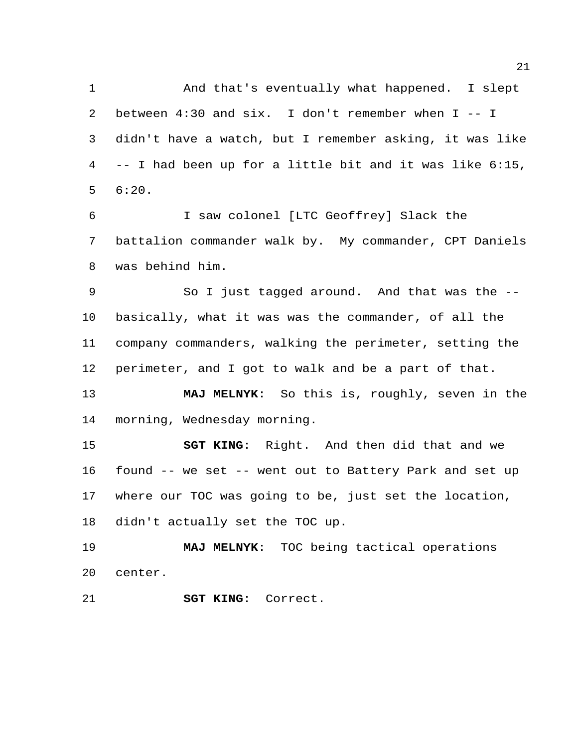And that's eventually what happened. I slept between 4:30 and six. I don't remember when I -- I didn't have a watch, but I remember asking, it was like -- I had been up for a little bit and it was like 6:15, 6:20.

I saw colonel [LTC Geoffrey] Slack the battalion commander walk by. My commander, CPT Daniels was behind him.

So I just tagged around. And that was the -- basically, what it was was the commander, of all the company commanders, walking the perimeter, setting the perimeter, and I got to walk and be a part of that.

**MAJ MELNYK**: So this is, roughly, seven in the morning, Wednesday morning.

**SGT KING**: Right. And then did that and we found -- we set -- went out to Battery Park and set up where our TOC was going to be, just set the location, didn't actually set the TOC up.

**MAJ MELNYK**: TOC being tactical operations center.

**SGT KING**: Correct.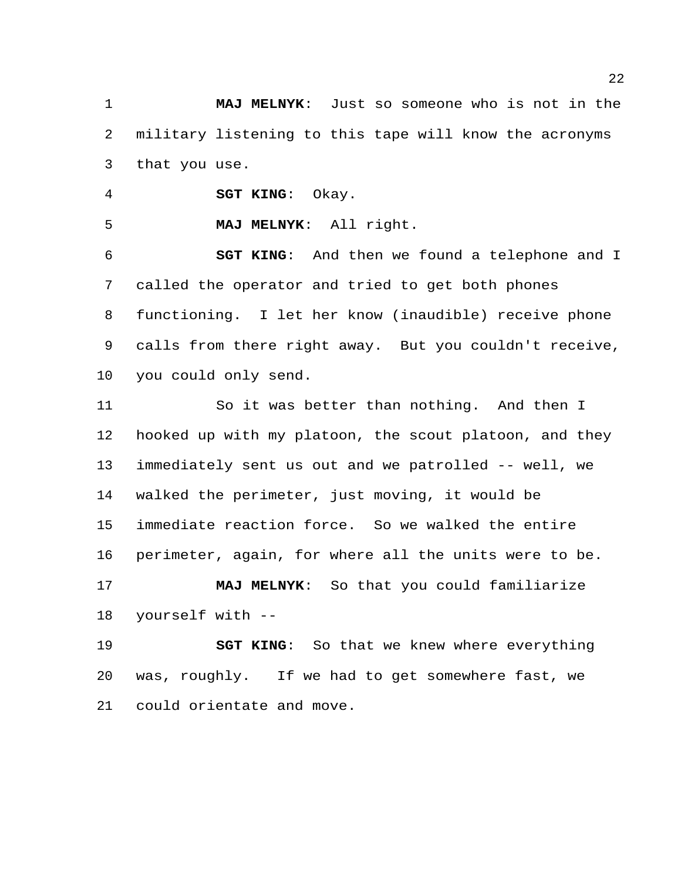**MAJ MELNYK**: Just so someone who is not in the military listening to this tape will know the acronyms that you use.

**SGT KING**: Okay.

**MAJ MELNYK**: All right.

**SGT KING**: And then we found a telephone and I called the operator and tried to get both phones functioning. I let her know (inaudible) receive phone calls from there right away. But you couldn't receive, you could only send.

So it was better than nothing. And then I hooked up with my platoon, the scout platoon, and they immediately sent us out and we patrolled -- well, we walked the perimeter, just moving, it would be immediate reaction force. So we walked the entire perimeter, again, for where all the units were to be.

**MAJ MELNYK**: So that you could familiarize yourself with --

**SGT KING**: So that we knew where everything was, roughly. If we had to get somewhere fast, we could orientate and move.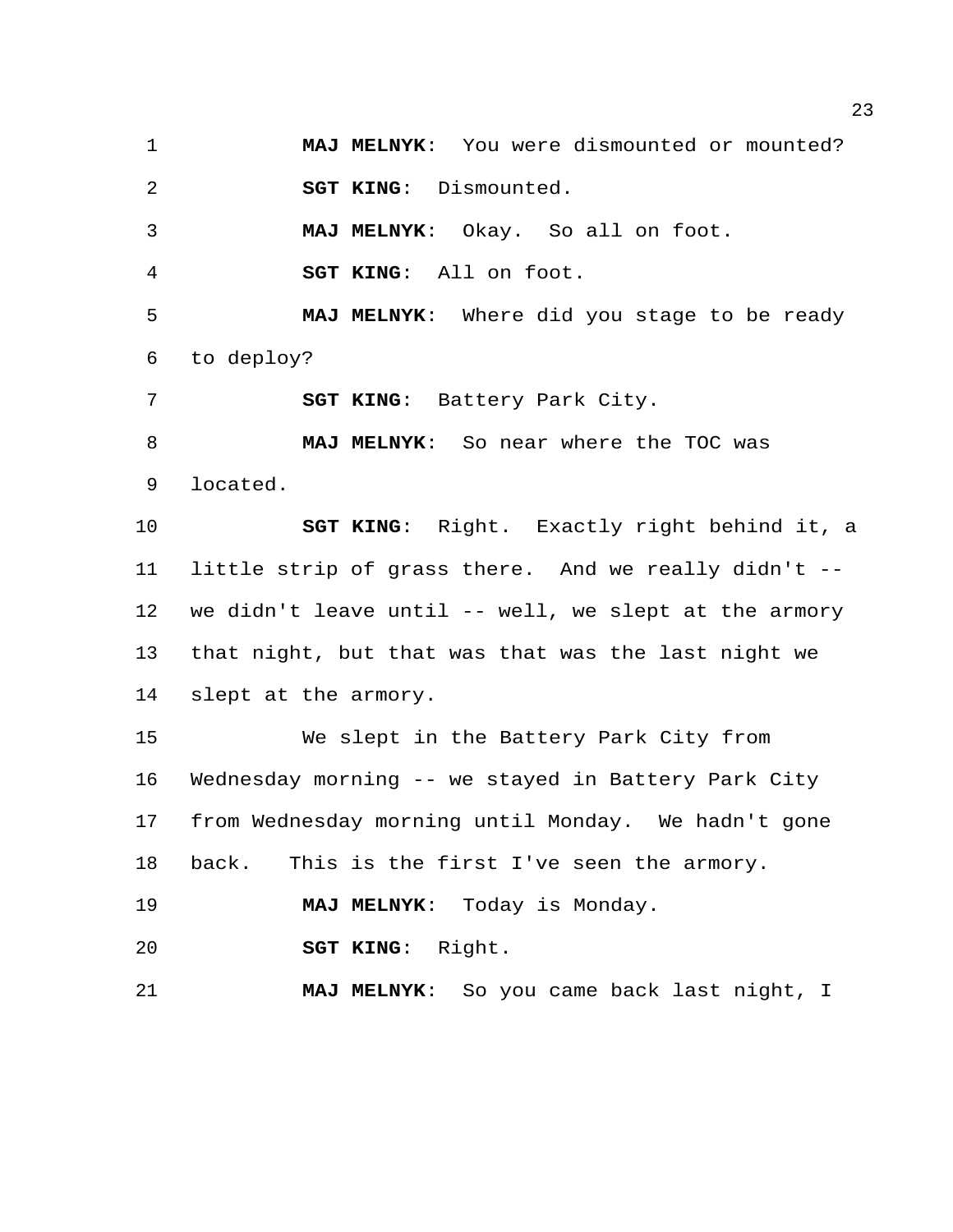**MAJ MELNYK**: You were dismounted or mounted?

**SGT KING**: Dismounted.

**MAJ MELNYK**: Okay. So all on foot.

**SGT KING**: All on foot.

**MAJ MELNYK**: Where did you stage to be ready to deploy?

**SGT KING**: Battery Park City.

**MAJ MELNYK**: So near where the TOC was located.

**SGT KING**: Right. Exactly right behind it, a little strip of grass there. And we really didn't -- we didn't leave until -- well, we slept at the armory that night, but that was that was the last night we slept at the armory.

We slept in the Battery Park City from Wednesday morning -- we stayed in Battery Park City from Wednesday morning until Monday. We hadn't gone back. This is the first I've seen the armory.

**MAJ MELNYK**: Today is Monday.

**SGT KING**: Right.

**MAJ MELNYK**: So you came back last night, I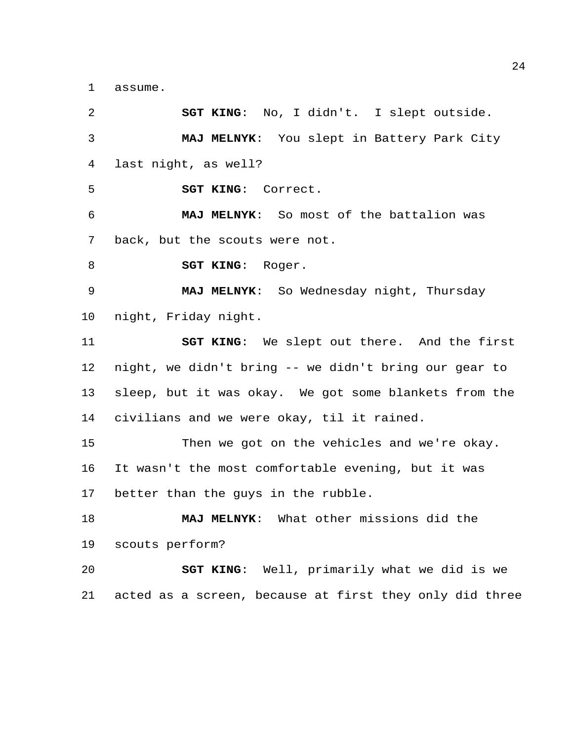assume.

**SGT KING**: No, I didn't. I slept outside.

**MAJ MELNYK**: You slept in Battery Park City last night, as well?

**SGT KING**: Correct.

**MAJ MELNYK**: So most of the battalion was back, but the scouts were not.

**SGT KING**: Roger.

**MAJ MELNYK**: So Wednesday night, Thursday night, Friday night.

**SGT KING**: We slept out there. And the first night, we didn't bring -- we didn't bring our gear to sleep, but it was okay. We got some blankets from the civilians and we were okay, til it rained.

Then we got on the vehicles and we're okay. It wasn't the most comfortable evening, but it was better than the guys in the rubble.

**MAJ MELNYK**: What other missions did the scouts perform?

**SGT KING**: Well, primarily what we did is we acted as a screen, because at first they only did three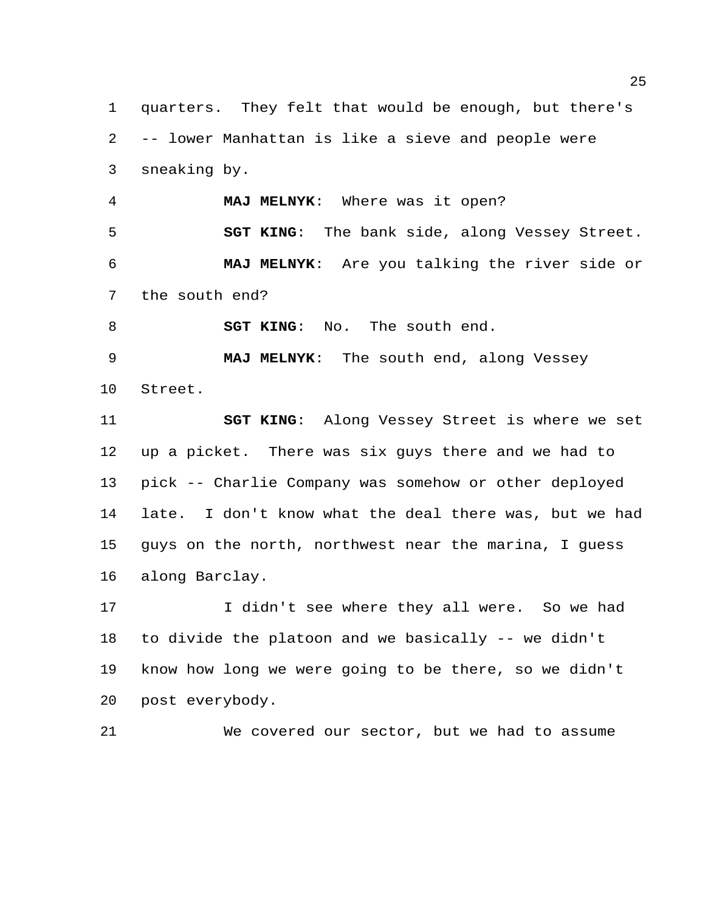quarters. They felt that would be enough, but there's -- lower Manhattan is like a sieve and people were sneaking by.

**MAJ MELNYK**: Where was it open?

**SGT KING**: The bank side, along Vessey Street.

**MAJ MELNYK**: Are you talking the river side or the south end?

**SGT KING**: No. The south end.

**MAJ MELNYK**: The south end, along Vessey Street.

**SGT KING**: Along Vessey Street is where we set up a picket. There was six guys there and we had to pick -- Charlie Company was somehow or other deployed late. I don't know what the deal there was, but we had guys on the north, northwest near the marina, I guess along Barclay.

I didn't see where they all were. So we had to divide the platoon and we basically -- we didn't know how long we were going to be there, so we didn't post everybody.

We covered our sector, but we had to assume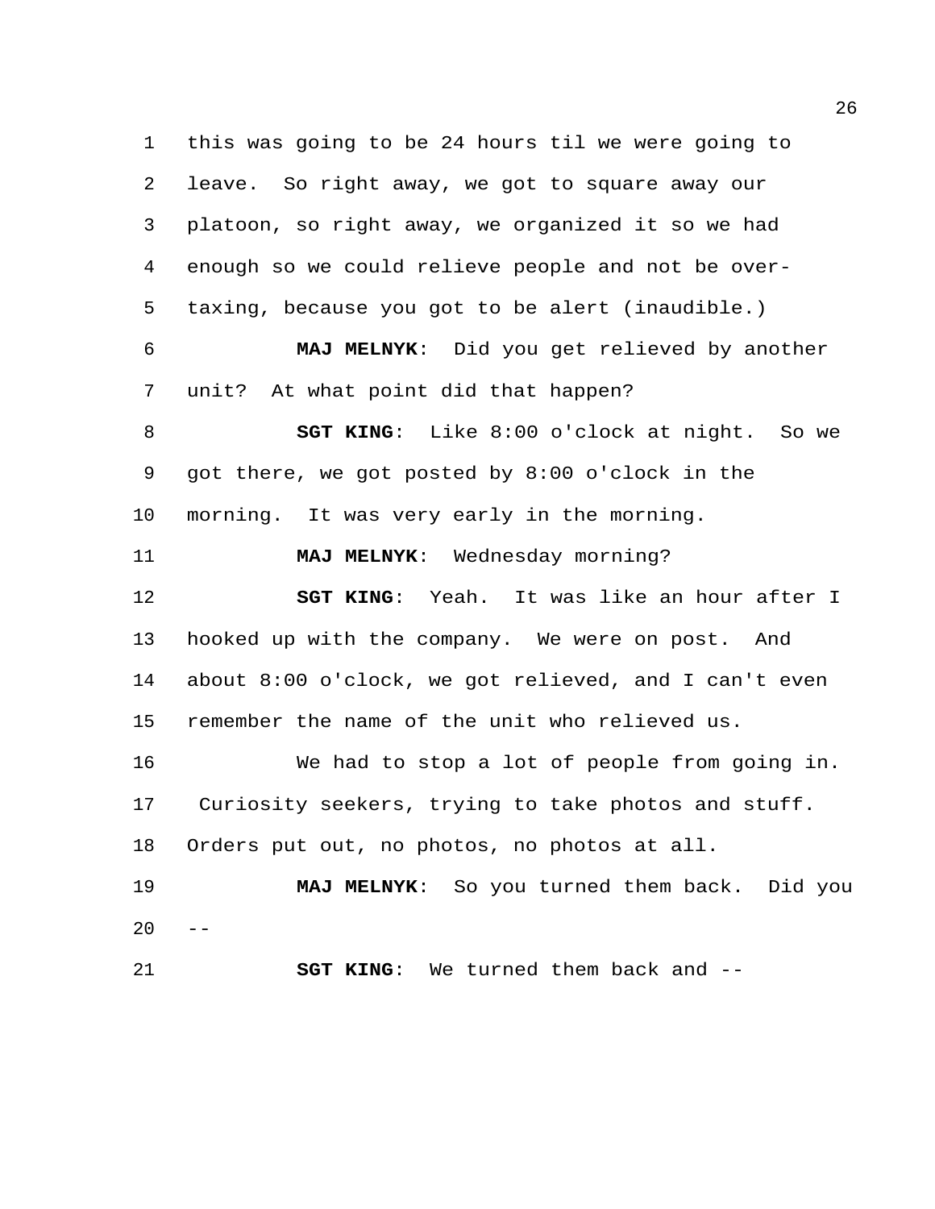this was going to be 24 hours til we were going to leave. So right away, we got to square away our platoon, so right away, we organized it so we had enough so we could relieve people and not be over-taxing, because you got to be alert (inaudible.)

**MAJ MELNYK**: Did you get relieved by another unit? At what point did that happen?

**SGT KING**: Like 8:00 o'clock at night. So we got there, we got posted by 8:00 o'clock in the morning. It was very early in the morning.

**MAJ MELNYK**: Wednesday morning?

**SGT KING**: Yeah. It was like an hour after I hooked up with the company. We were on post. And about 8:00 o'clock, we got relieved, and I can't even remember the name of the unit who relieved us.

We had to stop a lot of people from going in. Curiosity seekers, trying to take photos and stuff. Orders put out, no photos, no photos at all.

**MAJ MELNYK**: So you turned them back. Did you --

**SGT KING**: We turned them back and --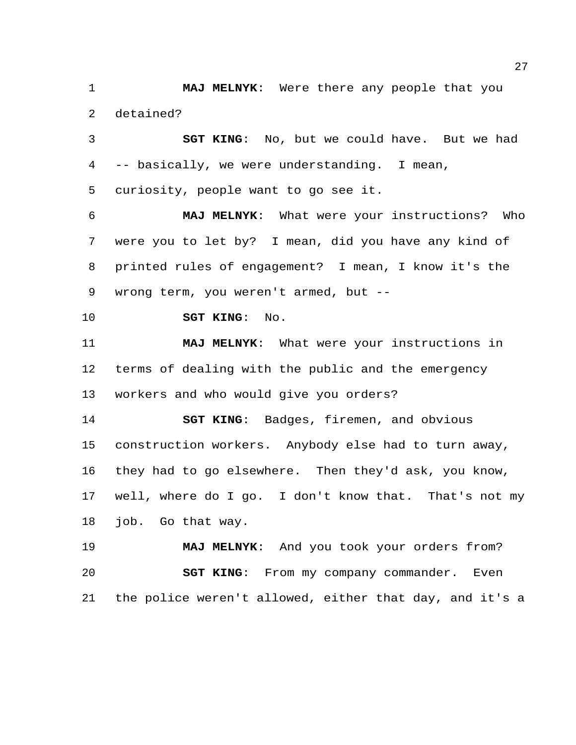**MAJ MELNYK**: Were there any people that you detained?

**SGT KING**: No, but we could have. But we had -- basically, we were understanding. I mean, curiosity, people want to go see it.

**MAJ MELNYK**: What were your instructions? Who were you to let by? I mean, did you have any kind of printed rules of engagement? I mean, I know it's the wrong term, you weren't armed, but --

**SGT KING**: No.

**MAJ MELNYK**: What were your instructions in terms of dealing with the public and the emergency workers and who would give you orders?

**SGT KING**: Badges, firemen, and obvious construction workers. Anybody else had to turn away, they had to go elsewhere. Then they'd ask, you know, well, where do I go. I don't know that. That's not my job. Go that way.

**MAJ MELNYK**: And you took your orders from?

**SGT KING**: From my company commander. Even the police weren't allowed, either that day, and it's a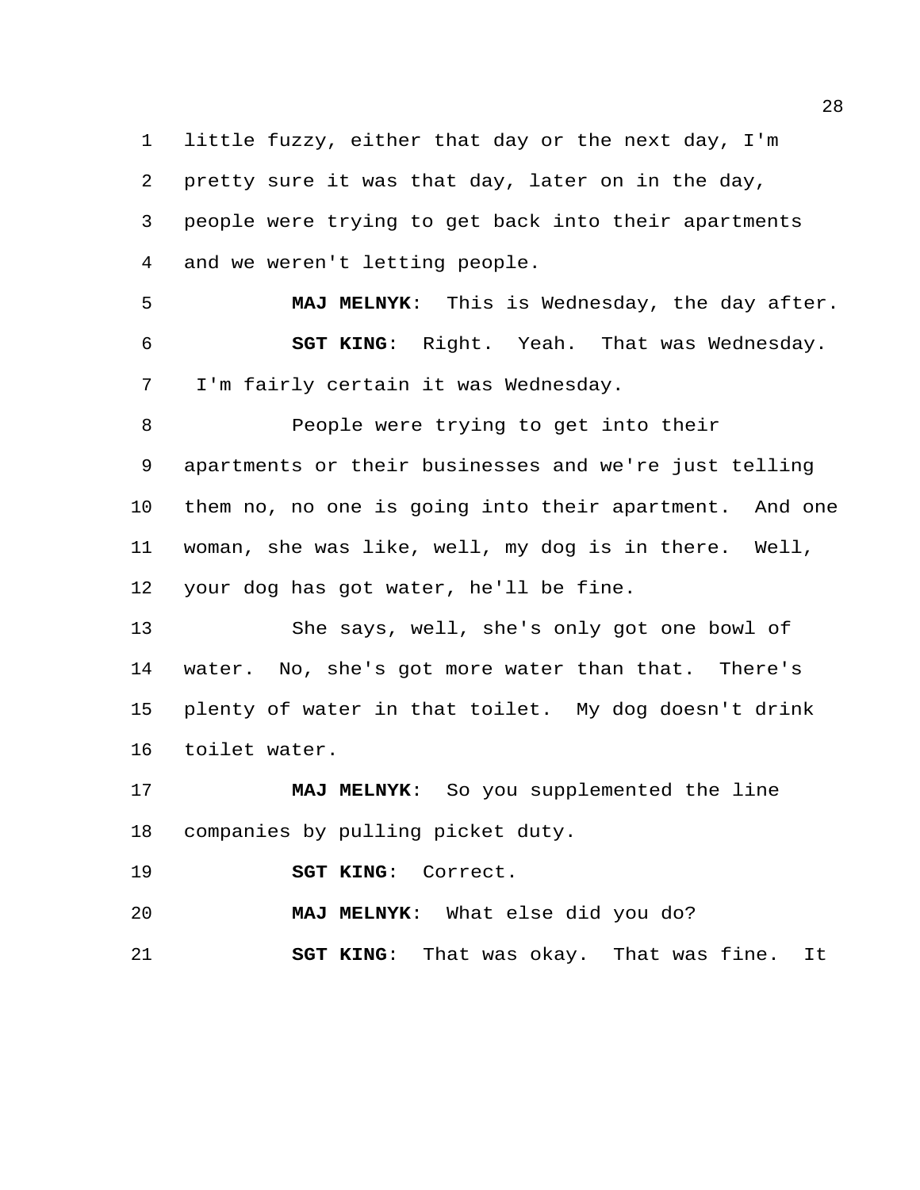little fuzzy, either that day or the next day, I'm pretty sure it was that day, later on in the day, people were trying to get back into their apartments and we weren't letting people.

**MAJ MELNYK**: This is Wednesday, the day after.

**SGT KING**: Right. Yeah. That was Wednesday. I'm fairly certain it was Wednesday.

People were trying to get into their apartments or their businesses and we're just telling them no, no one is going into their apartment. And one woman, she was like, well, my dog is in there. Well, your dog has got water, he'll be fine.

She says, well, she's only got one bowl of water. No, she's got more water than that. There's plenty of water in that toilet. My dog doesn't drink toilet water.

**MAJ MELNYK**: So you supplemented the line companies by pulling picket duty.

**SGT KING**: Correct.

**MAJ MELNYK**: What else did you do?

**SGT KING**: That was okay. That was fine. It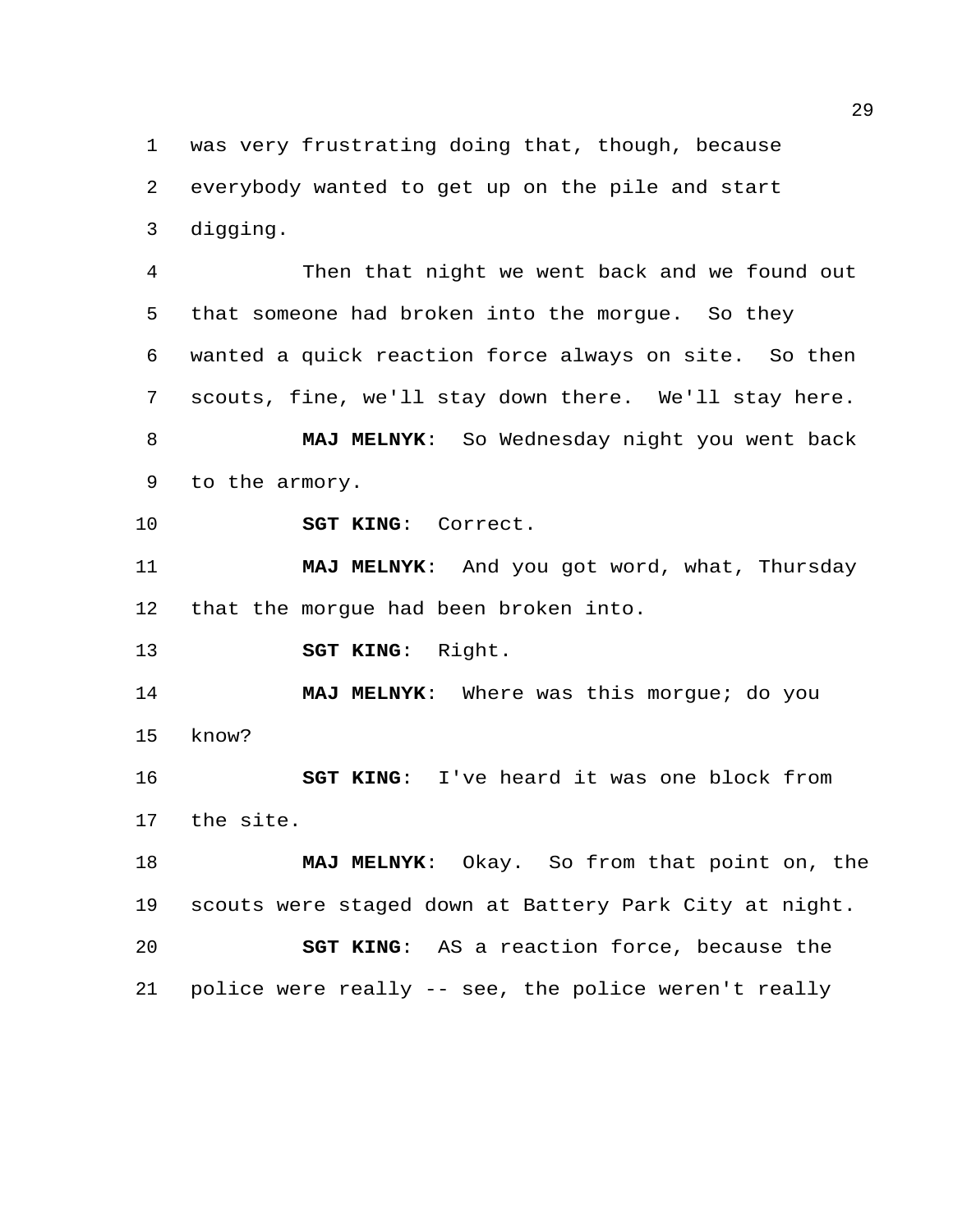was very frustrating doing that, though, because everybody wanted to get up on the pile and start digging.

Then that night we went back and we found out that someone had broken into the morgue. So they wanted a quick reaction force always on site. So then scouts, fine, we'll stay down there. We'll stay here.

**MAJ MELNYK**: So Wednesday night you went back to the armory.

**SGT KING**: Correct.

**MAJ MELNYK**: And you got word, what, Thursday that the morgue had been broken into.

**SGT KING**: Right.

**MAJ MELNYK**: Where was this morgue; do you know?

**SGT KING**: I've heard it was one block from the site.

**MAJ MELNYK**: Okay. So from that point on, the scouts were staged down at Battery Park City at night.

**SGT KING**: AS a reaction force, because the police were really -- see, the police weren't really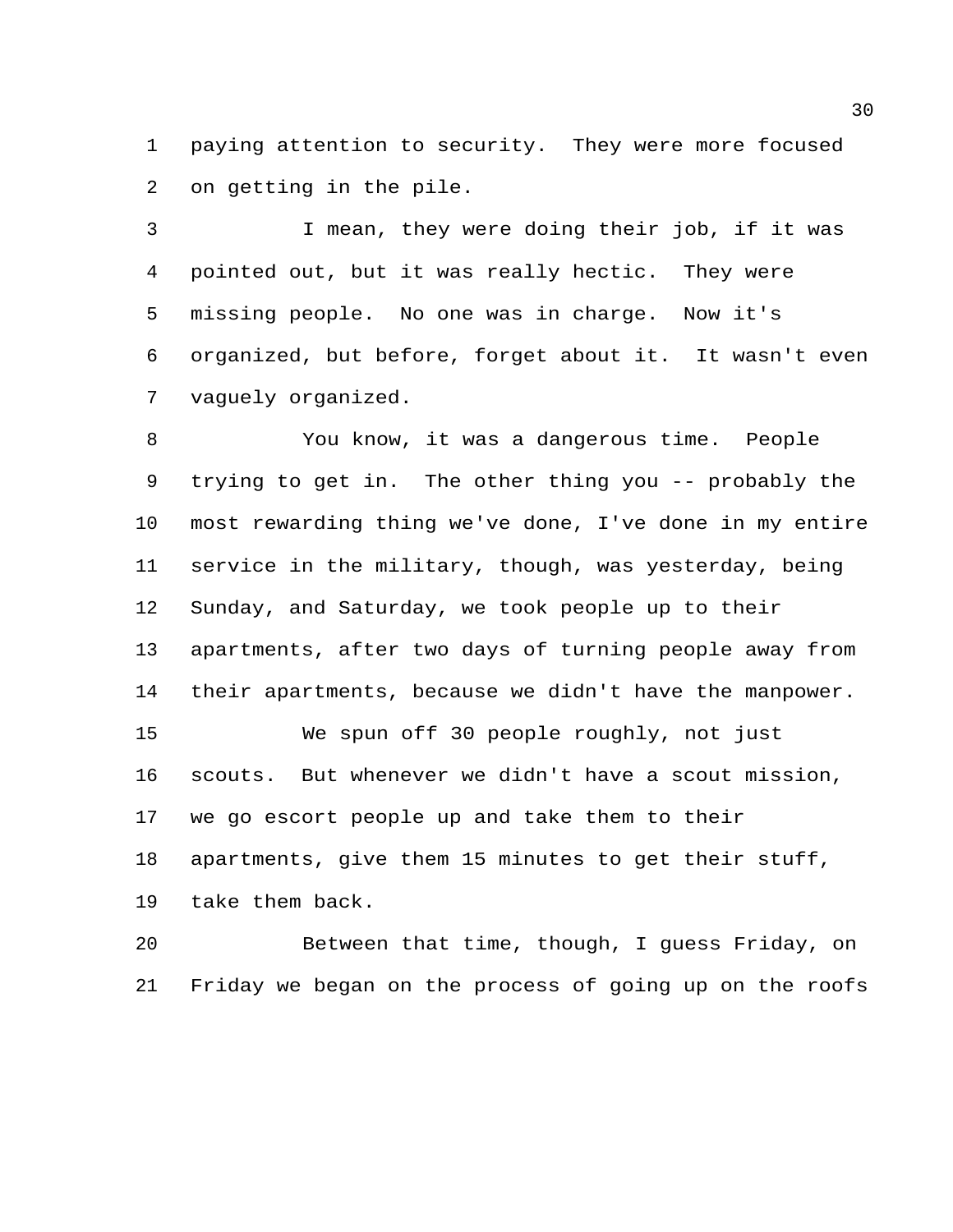paying attention to security. They were more focused on getting in the pile.

I mean, they were doing their job, if it was pointed out, but it was really hectic. They were missing people. No one was in charge. Now it's organized, but before, forget about it. It wasn't even vaguely organized.

You know, it was a dangerous time. People trying to get in. The other thing you -- probably the most rewarding thing we've done, I've done in my entire service in the military, though, was yesterday, being Sunday, and Saturday, we took people up to their apartments, after two days of turning people away from their apartments, because we didn't have the manpower.

We spun off 30 people roughly, not just scouts. But whenever we didn't have a scout mission, we go escort people up and take them to their apartments, give them 15 minutes to get their stuff, take them back.

Between that time, though, I guess Friday, on Friday we began on the process of going up on the roofs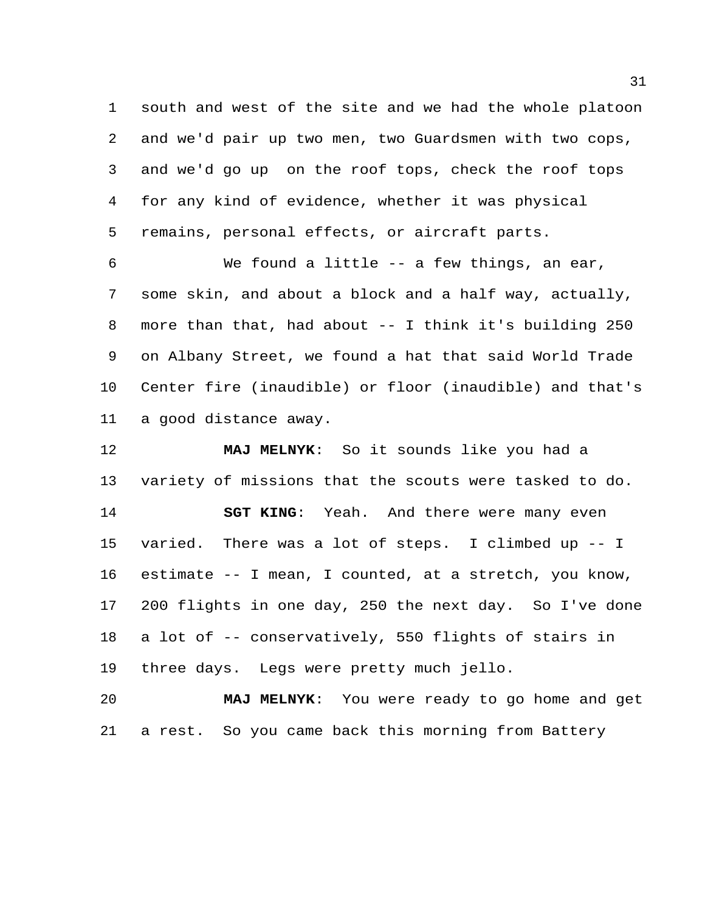south and west of the site and we had the whole platoon and we'd pair up two men, two Guardsmen with two cops, and we'd go up on the roof tops, check the roof tops for any kind of evidence, whether it was physical remains, personal effects, or aircraft parts.

We found a little -- a few things, an ear, some skin, and about a block and a half way, actually, more than that, had about -- I think it's building 250 on Albany Street, we found a hat that said World Trade Center fire (inaudible) or floor (inaudible) and that's a good distance away.

**MAJ MELNYK**: So it sounds like you had a variety of missions that the scouts were tasked to do.

**SGT KING**: Yeah. And there were many even varied. There was a lot of steps. I climbed up -- I estimate -- I mean, I counted, at a stretch, you know, 200 flights in one day, 250 the next day. So I've done a lot of -- conservatively, 550 flights of stairs in three days. Legs were pretty much jello.

**MAJ MELNYK**: You were ready to go home and get a rest. So you came back this morning from Battery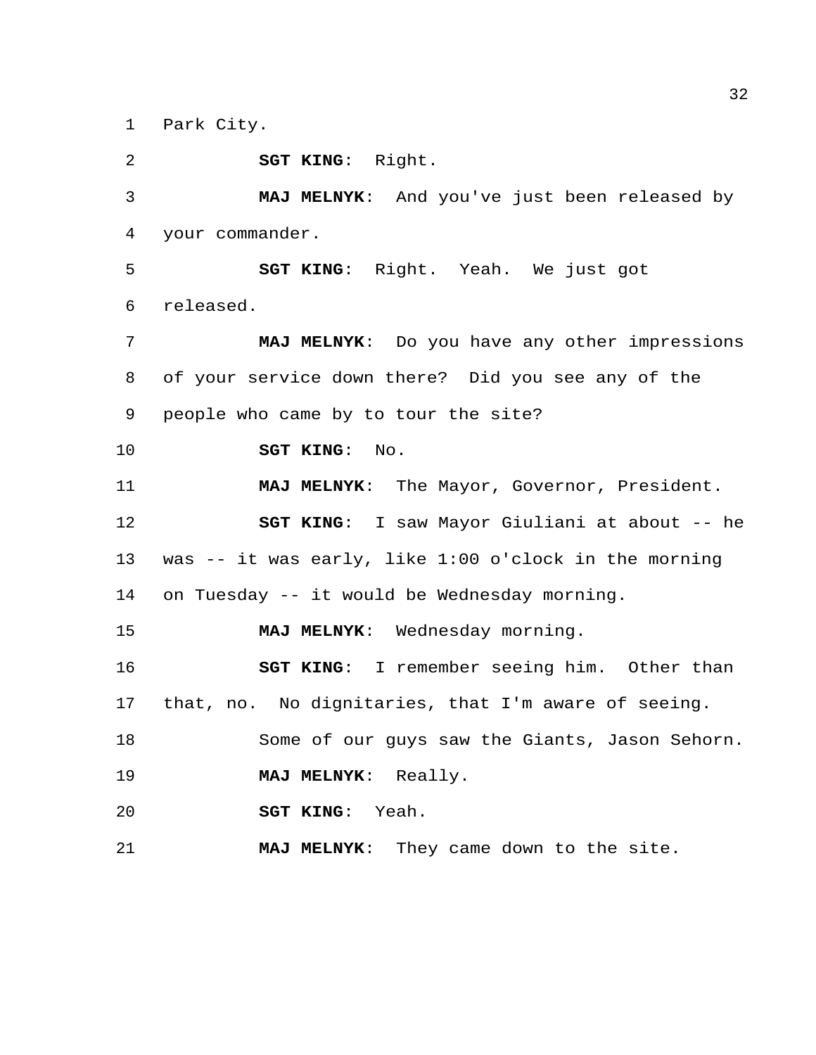Park City.

**SGT KING**: Right.

**MAJ MELNYK**: And you've just been released by your commander.

**SGT KING**: Right. Yeah. We just got released.

**MAJ MELNYK**: Do you have any other impressions of your service down there? Did you see any of the people who came by to tour the site?

**SGT KING**: No.

**MAJ MELNYK**: The Mayor, Governor, President.

**SGT KING**: I saw Mayor Giuliani at about -- he was -- it was early, like 1:00 o'clock in the morning on Tuesday -- it would be Wednesday morning.

**MAJ MELNYK**: Wednesday morning.

**SGT KING**: I remember seeing him. Other than that, no. No dignitaries, that I'm aware of seeing.

Some of our guys saw the Giants, Jason Sehorn.

**MAJ MELNYK**: Really.

**SGT KING**: Yeah.

**MAJ MELNYK**: They came down to the site.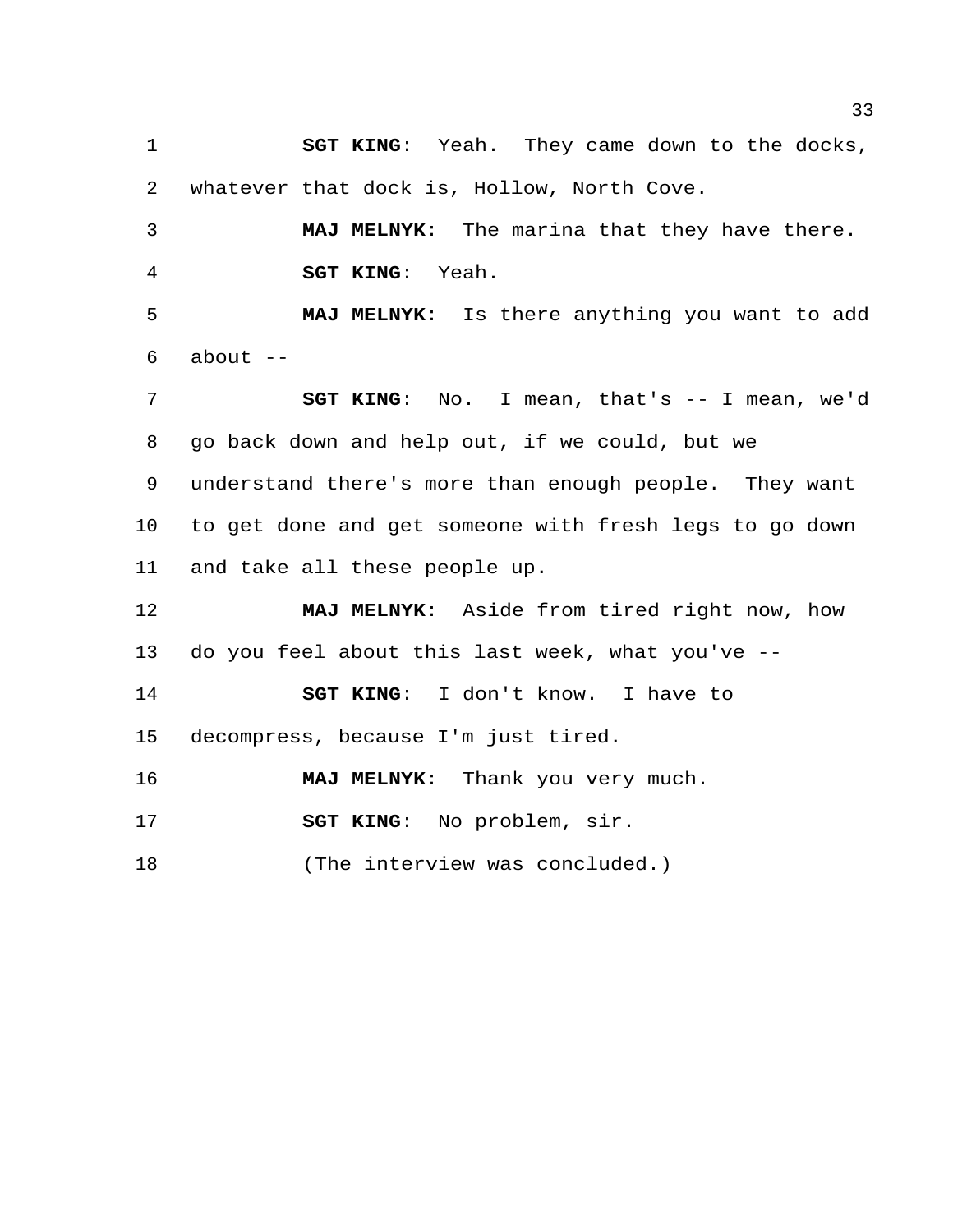**SGT KING**: Yeah. They came down to the docks, whatever that dock is, Hollow, North Cove.

**MAJ MELNYK**: The marina that they have there.

**SGT KING**: Yeah.

**MAJ MELNYK**: Is there anything you want to add about --

**SGT KING**: No. I mean, that's -- I mean, we'd go back down and help out, if we could, but we understand there's more than enough people. They want to get done and get someone with fresh legs to go down and take all these people up.

**MAJ MELNYK**: Aside from tired right now, how do you feel about this last week, what you've --

**SGT KING**: I don't know. I have to decompress, because I'm just tired.

**MAJ MELNYK**: Thank you very much.

**SGT KING**: No problem, sir.

(The interview was concluded.)